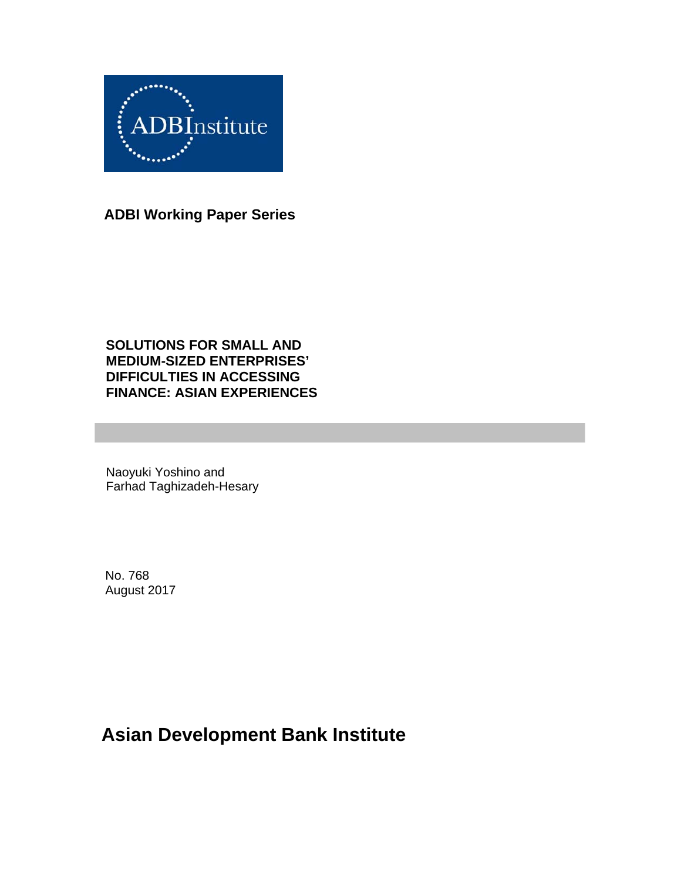ADBInstitute

**ADBI Working Paper Series**

# SOLUTIONS FOR SMALL AND MEDIUM-SIZED ENTERPRISES' DIFFICULTIES IN ACCESSING FINANCE: ASIAN EXPERIENCES

Naoyuki Yoshino and
Farhad Taghizadeh-Hesary

No. 768
August 2017

**Asian Development Bank Institute**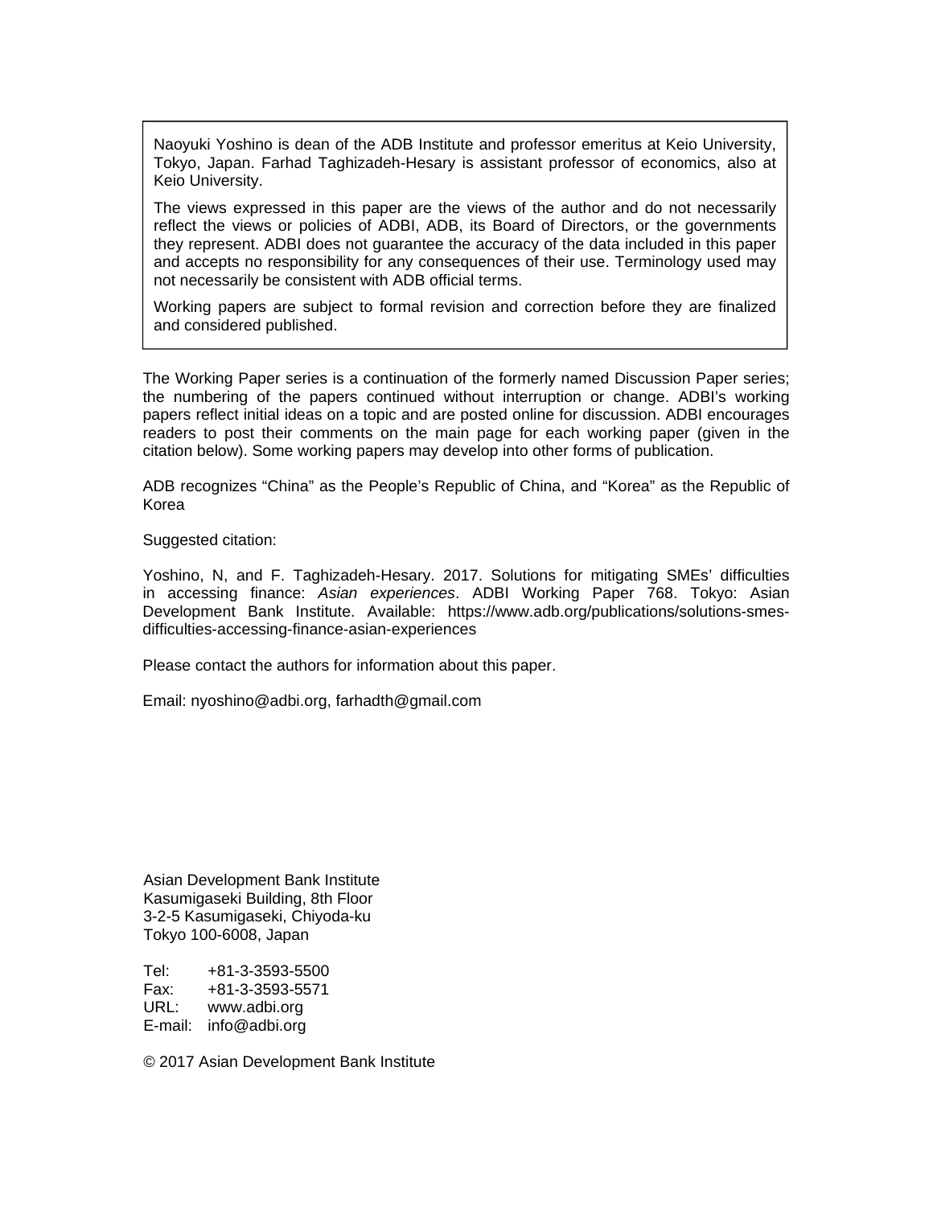Naoyuki Yoshino is dean of the ADB Institute and professor emeritus at Keio University, Tokyo, Japan. Farhad Taghizadeh-Hesary is assistant professor of economics, also at Keio University.

The views expressed in this paper are the views of the author and do not necessarily reflect the views or policies of ADBI, ADB, its Board of Directors, or the governments they represent. ADBI does not guarantee the accuracy of the data included in this paper and accepts no responsibility for any consequences of their use. Terminology used may not necessarily be consistent with ADB official terms.

Working papers are subject to formal revision and correction before they are finalized and considered published.

The Working Paper series is a continuation of the formerly named Discussion Paper series; the numbering of the papers continued without interruption or change. ADBI's working papers reflect initial ideas on a topic and are posted online for discussion. ADBI encourages readers to post their comments on the main page for each working paper (given in the citation below). Some working papers may develop into other forms of publication.

ADB recognizes "China" as the People's Republic of China, and "Korea" as the Republic of Korea

Suggested citation:

Yoshino, N, and F. Taghizadeh-Hesary. 2017. Solutions for mitigating SMEs' difficulties in accessing finance: *Asian experiences*. ADBI Working Paper 768. Tokyo: Asian Development Bank Institute. Available: https://www.adb.org/publications/solutions-smes-difficulties-accessing-finance-asian-experiences

Please contact the authors for information about this paper.

Email: nyoshino@adbi.org, farhadth@gmail.com

Asian Development Bank Institute
Kasumigaseki Building, 8th Floor
3-2-5 Kasumigaseki, Chiyoda-ku
Tokyo 100-6008, Japan

Tel: +81-3-3593-5500
Fax: +81-3-3593-5571
URL: www.adbi.org
E-mail: info@adbi.org

© 2017 Asian Development Bank Institute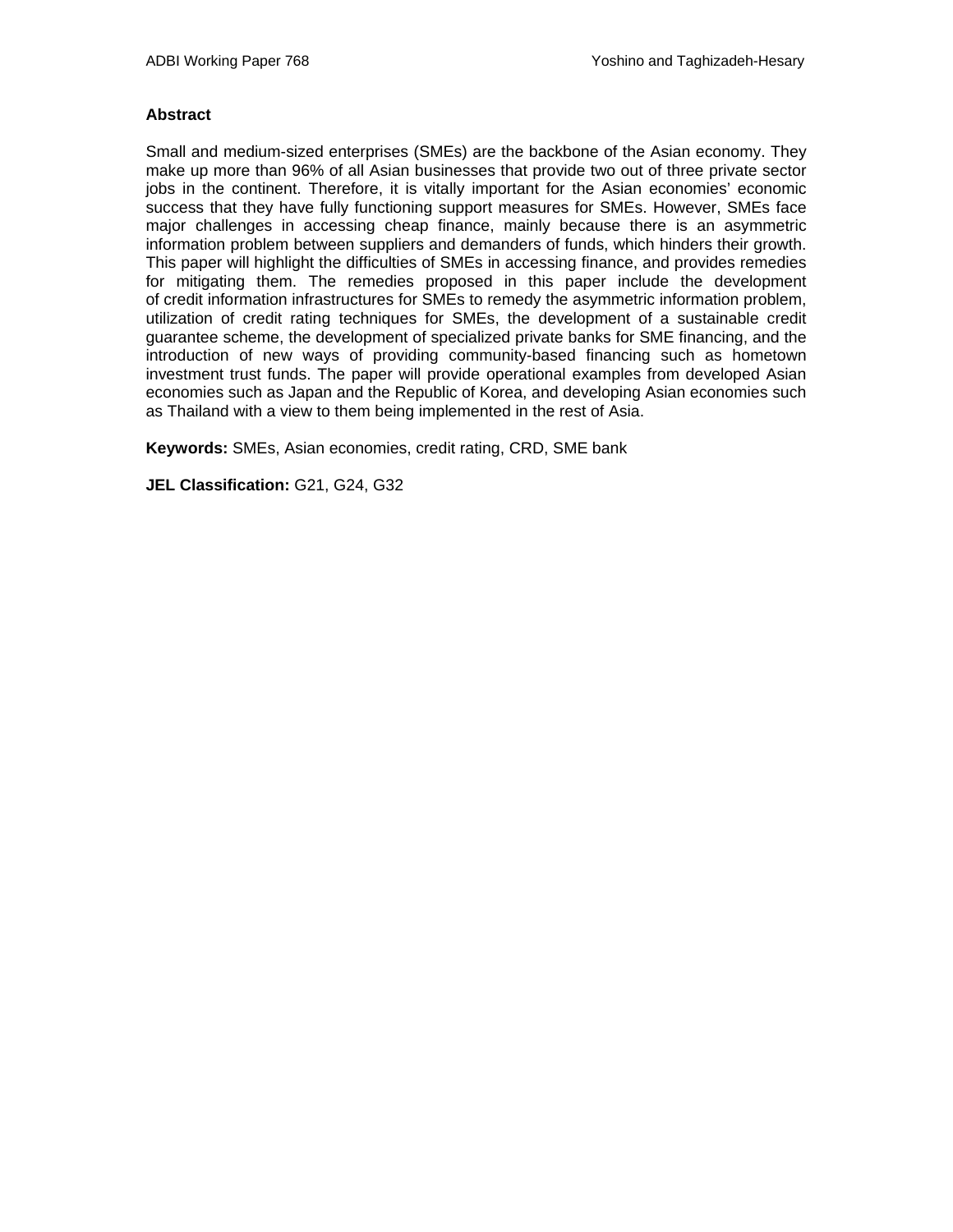**Abstract**

Small and medium-sized enterprises (SMEs) are the backbone of the Asian economy. They make up more than 96% of all Asian businesses that provide two out of three private sector jobs in the continent. Therefore, it is vitally important for the Asian economies' economic success that they have fully functioning support measures for SMEs. However, SMEs face major challenges in accessing cheap finance, mainly because there is an asymmetric information problem between suppliers and demanders of funds, which hinders their growth. This paper will highlight the difficulties of SMEs in accessing finance, and provides remedies for mitigating them. The remedies proposed in this paper include the development of credit information infrastructures for SMEs to remedy the asymmetric information problem, utilization of credit rating techniques for SMEs, the development of a sustainable credit guarantee scheme, the development of specialized private banks for SME financing, and the introduction of new ways of providing community-based financing such as hometown investment trust funds. The paper will provide operational examples from developed Asian economies such as Japan and the Republic of Korea, and developing Asian economies such as Thailand with a view to them being implemented in the rest of Asia.

**Keywords:** SMEs, Asian economies, credit rating, CRD, SME bank

**JEL Classification:** G21, G24, G32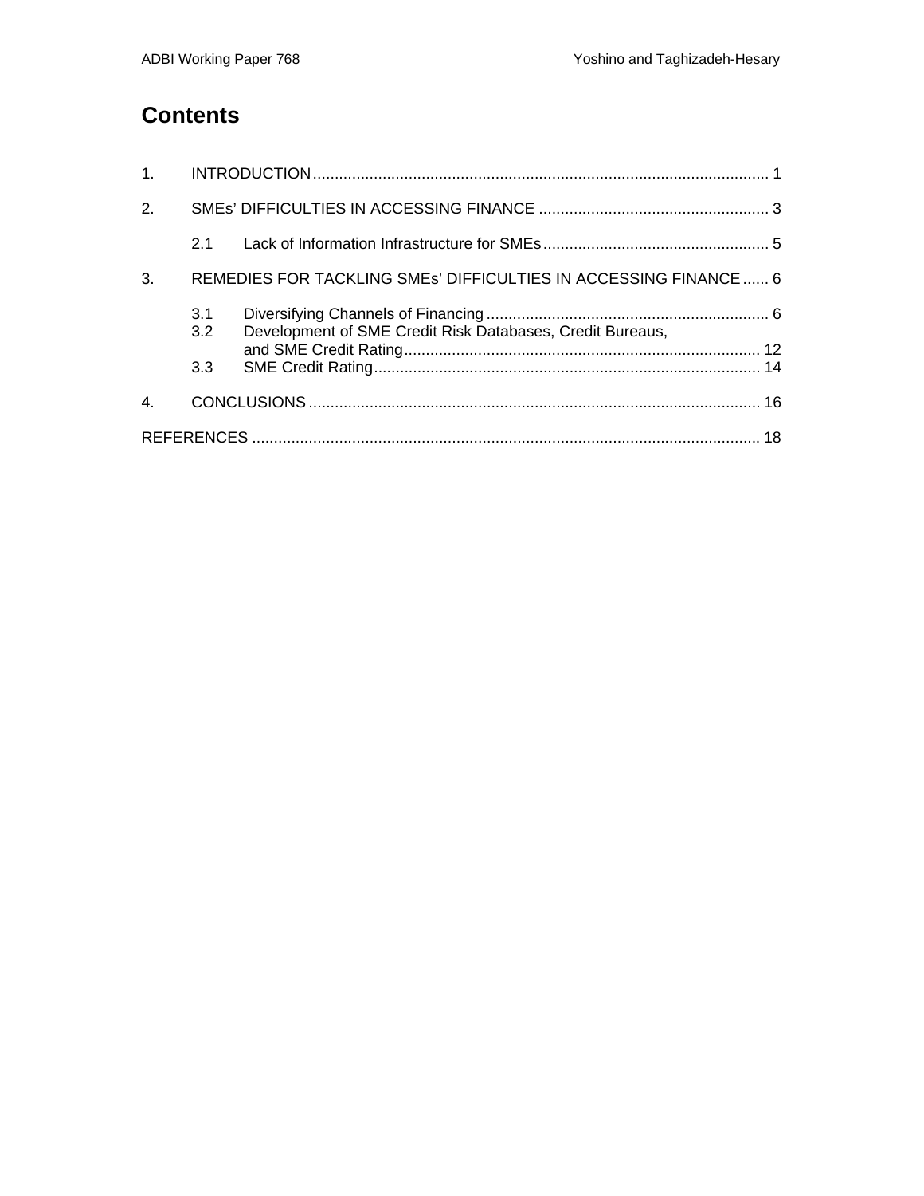# Contents

1. INTRODUCTION ........................................................................................................ 1

2. SMEs' DIFFICULTIES IN ACCESSING FINANCE ..................................................... 3

   2.1 Lack of Information Infrastructure for SMEs .................................................... 5

3. REMEDIES FOR TACKLING SMEs' DIFFICULTIES IN ACCESSING FINANCE ...... 6

   3.1 Diversifying Channels of Financing ................................................................. 6
   3.2 Development of SME Credit Risk Databases, Credit Bureaus, and SME Credit Rating .................................................................................. 12
   3.3 SME Credit Rating ......................................................................................... 14

4. CONCLUSIONS ....................................................................................................... 16

REFERENCES .................................................................................................................. 18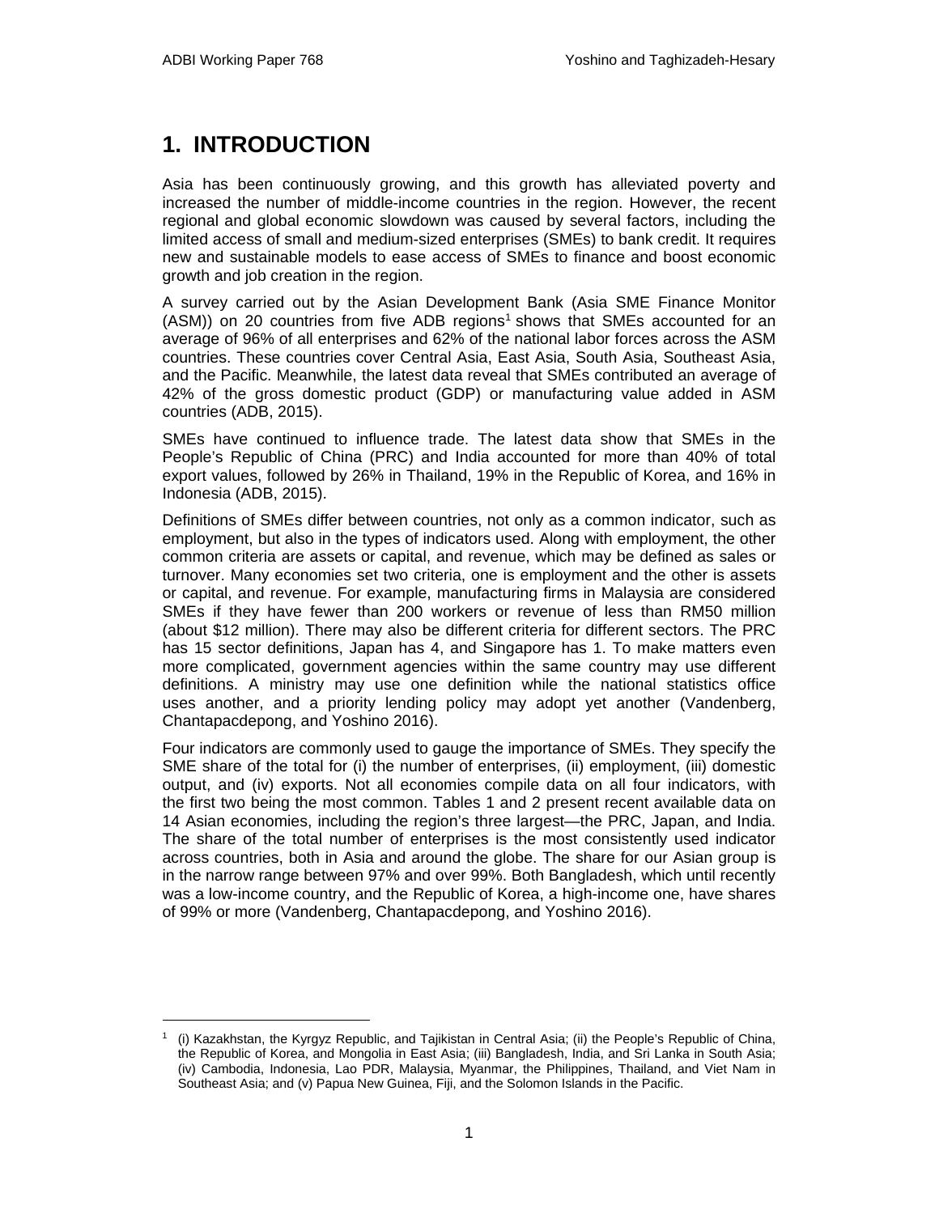# 1. INTRODUCTION

Asia has been continuously growing, and this growth has alleviated poverty and increased the number of middle-income countries in the region. However, the recent regional and global economic slowdown was caused by several factors, including the limited access of small and medium-sized enterprises (SMEs) to bank credit. It requires new and sustainable models to ease access of SMEs to finance and boost economic growth and job creation in the region.

A survey carried out by the Asian Development Bank (Asia SME Finance Monitor (ASM)) on 20 countries from five ADB regions[1] shows that SMEs accounted for an average of 96% of all enterprises and 62% of the national labor forces across the ASM countries. These countries cover Central Asia, East Asia, South Asia, Southeast Asia, and the Pacific. Meanwhile, the latest data reveal that SMEs contributed an average of 42% of the gross domestic product (GDP) or manufacturing value added in ASM countries (ADB, 2015).

SMEs have continued to influence trade. The latest data show that SMEs in the People's Republic of China (PRC) and India accounted for more than 40% of total export values, followed by 26% in Thailand, 19% in the Republic of Korea, and 16% in Indonesia (ADB, 2015).

Definitions of SMEs differ between countries, not only as a common indicator, such as employment, but also in the types of indicators used. Along with employment, the other common criteria are assets or capital, and revenue, which may be defined as sales or turnover. Many economies set two criteria, one is employment and the other is assets or capital, and revenue. For example, manufacturing firms in Malaysia are considered SMEs if they have fewer than 200 workers or revenue of less than RM50 million (about $12 million). There may also be different criteria for different sectors. The PRC has 15 sector definitions, Japan has 4, and Singapore has 1. To make matters even more complicated, government agencies within the same country may use different definitions. A ministry may use one definition while the national statistics office uses another, and a priority lending policy may adopt yet another (Vandenberg, Chantapacdepong, and Yoshino 2016).

Four indicators are commonly used to gauge the importance of SMEs. They specify the SME share of the total for (i) the number of enterprises, (ii) employment, (iii) domestic output, and (iv) exports. Not all economies compile data on all four indicators, with the first two being the most common. Tables 1 and 2 present recent available data on 14 Asian economies, including the region's three largest—the PRC, Japan, and India. The share of the total number of enterprises is the most consistently used indicator across countries, both in Asia and around the globe. The share for our Asian group is in the narrow range between 97% and over 99%. Both Bangladesh, which until recently was a low-income country, and the Republic of Korea, a high-income one, have shares of 99% or more (Vandenberg, Chantapacdepong, and Yoshino 2016).

[1] (i) Kazakhstan, the Kyrgyz Republic, and Tajikistan in Central Asia; (ii) the People's Republic of China, the Republic of Korea, and Mongolia in East Asia; (iii) Bangladesh, India, and Sri Lanka in South Asia; (iv) Cambodia, Indonesia, Lao PDR, Malaysia, Myanmar, the Philippines, Thailand, and Viet Nam in Southeast Asia; and (v) Papua New Guinea, Fiji, and the Solomon Islands in the Pacific.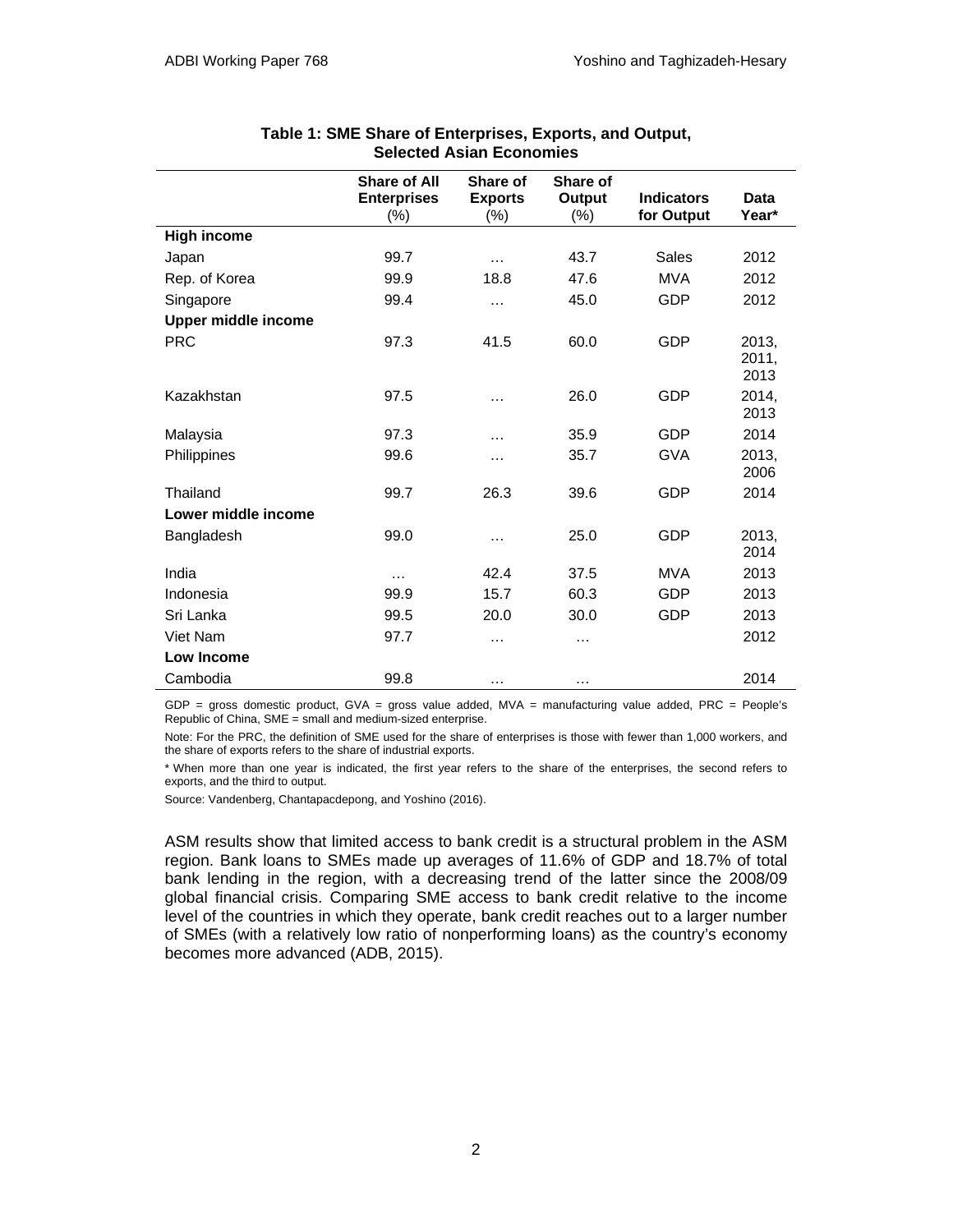**Table 1: SME Share of Enterprises, Exports, and Output, Selected Asian Economies**

| | Share of All Enterprises (%) | Share of Exports (%) | Share of Output (%) | Indicators for Output | Data Year* |
|---|---|---|---|---|---|
| **High income** | | | | | |
| Japan | 99.7 | … | 43.7 | Sales | 2012 |
| Rep. of Korea | 99.9 | 18.8 | 47.6 | MVA | 2012 |
| Singapore | 99.4 | … | 45.0 | GDP | 2012 |
| **Upper middle income** | | | | | |
| PRC | 97.3 | 41.5 | 60.0 | GDP | 2013, 2011, 2013 |
| Kazakhstan | 97.5 | … | 26.0 | GDP | 2014, 2013 |
| Malaysia | 97.3 | … | 35.9 | GDP | 2014 |
| Philippines | 99.6 | … | 35.7 | GVA | 2013, 2006 |
| Thailand | 99.7 | 26.3 | 39.6 | GDP | 2014 |
| **Lower middle income** | | | | | |
| Bangladesh | 99.0 | … | 25.0 | GDP | 2013, 2014 |
| India | … | 42.4 | 37.5 | MVA | 2013 |
| Indonesia | 99.9 | 15.7 | 60.3 | GDP | 2013 |
| Sri Lanka | 99.5 | 20.0 | 30.0 | GDP | 2013 |
| Viet Nam | 97.7 | … | … | | 2012 |
| **Low Income** | | | | | |
| Cambodia | 99.8 | … | … | | 2014 |

GDP = gross domestic product, GVA = gross value added, MVA = manufacturing value added, PRC = People's Republic of China, SME = small and medium-sized enterprise.

Note: For the PRC, the definition of SME used for the share of enterprises is those with fewer than 1,000 workers, and the share of exports refers to the share of industrial exports.

* When more than one year is indicated, the first year refers to the share of the enterprises, the second refers to exports, and the third to output.

Source: Vandenberg, Chantapacdepong, and Yoshino (2016).

ASM results show that limited access to bank credit is a structural problem in the ASM region. Bank loans to SMEs made up averages of 11.6% of GDP and 18.7% of total bank lending in the region, with a decreasing trend of the latter since the 2008/09 global financial crisis. Comparing SME access to bank credit relative to the income level of the countries in which they operate, bank credit reaches out to a larger number of SMEs (with a relatively low ratio of nonperforming loans) as the country's economy becomes more advanced (ADB, 2015).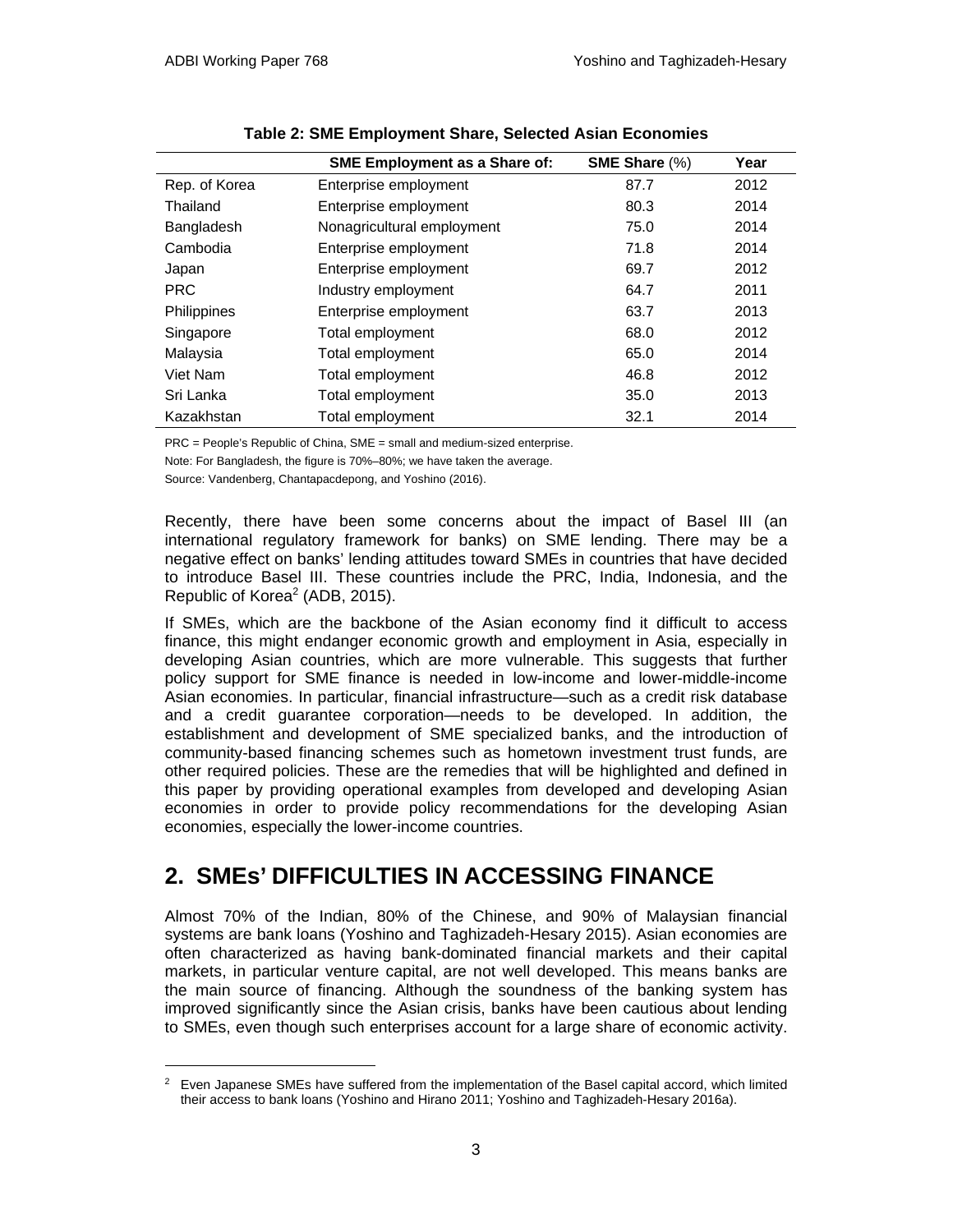**Table 2: SME Employment Share, Selected Asian Economies**

| | SME Employment as a Share of: | SME Share (%) | Year |
|---|---|---|---|
| Rep. of Korea | Enterprise employment | 87.7 | 2012 |
| Thailand | Enterprise employment | 80.3 | 2014 |
| Bangladesh | Nonagricultural employment | 75.0 | 2014 |
| Cambodia | Enterprise employment | 71.8 | 2014 |
| Japan | Enterprise employment | 69.7 | 2012 |
| PRC | Industry employment | 64.7 | 2011 |
| Philippines | Enterprise employment | 63.7 | 2013 |
| Singapore | Total employment | 68.0 | 2012 |
| Malaysia | Total employment | 65.0 | 2014 |
| Viet Nam | Total employment | 46.8 | 2012 |
| Sri Lanka | Total employment | 35.0 | 2013 |
| Kazakhstan | Total employment | 32.1 | 2014 |

PRC = People's Republic of China, SME = small and medium-sized enterprise.

Note: For Bangladesh, the figure is 70%–80%; we have taken the average.

Source: Vandenberg, Chantapacdepong, and Yoshino (2016).

Recently, there have been some concerns about the impact of Basel III (an international regulatory framework for banks) on SME lending. There may be a negative effect on banks' lending attitudes toward SMEs in countries that have decided to introduce Basel III. These countries include the PRC, India, Indonesia, and the Republic of Korea[2] (ADB, 2015).

If SMEs, which are the backbone of the Asian economy find it difficult to access finance, this might endanger economic growth and employment in Asia, especially in developing Asian countries, which are more vulnerable. This suggests that further policy support for SME finance is needed in low-income and lower-middle-income Asian economies. In particular, financial infrastructure—such as a credit risk database and a credit guarantee corporation—needs to be developed. In addition, the establishment and development of SME specialized banks, and the introduction of community-based financing schemes such as hometown investment trust funds, are other required policies. These are the remedies that will be highlighted and defined in this paper by providing operational examples from developed and developing Asian economies in order to provide policy recommendations for the developing Asian economies, especially the lower-income countries.

## 2. SMEs' DIFFICULTIES IN ACCESSING FINANCE

Almost 70% of the Indian, 80% of the Chinese, and 90% of Malaysian financial systems are bank loans (Yoshino and Taghizadeh-Hesary 2015). Asian economies are often characterized as having bank-dominated financial markets and their capital markets, in particular venture capital, are not well developed. This means banks are the main source of financing. Although the soundness of the banking system has improved significantly since the Asian crisis, banks have been cautious about lending to SMEs, even though such enterprises account for a large share of economic activity.

[2] Even Japanese SMEs have suffered from the implementation of the Basel capital accord, which limited their access to bank loans (Yoshino and Hirano 2011; Yoshino and Taghizadeh-Hesary 2016a).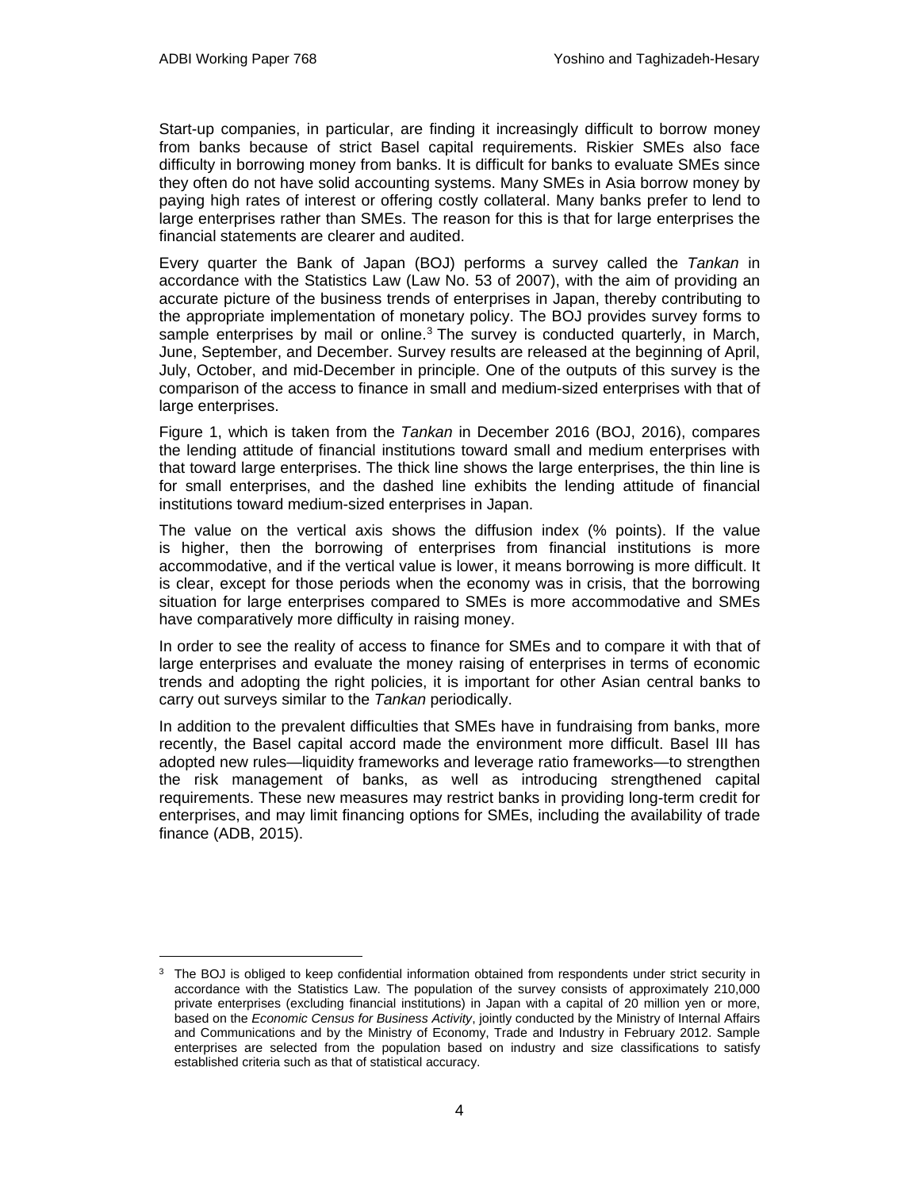Start-up companies, in particular, are finding it increasingly difficult to borrow money from banks because of strict Basel capital requirements. Riskier SMEs also face difficulty in borrowing money from banks. It is difficult for banks to evaluate SMEs since they often do not have solid accounting systems. Many SMEs in Asia borrow money by paying high rates of interest or offering costly collateral. Many banks prefer to lend to large enterprises rather than SMEs. The reason for this is that for large enterprises the financial statements are clearer and audited.

Every quarter the Bank of Japan (BOJ) performs a survey called the *Tankan* in accordance with the Statistics Law (Law No. 53 of 2007), with the aim of providing an accurate picture of the business trends of enterprises in Japan, thereby contributing to the appropriate implementation of monetary policy. The BOJ provides survey forms to sample enterprises by mail or online.[3] The survey is conducted quarterly, in March, June, September, and December. Survey results are released at the beginning of April, July, October, and mid-December in principle. One of the outputs of this survey is the comparison of the access to finance in small and medium-sized enterprises with that of large enterprises.

Figure 1, which is taken from the *Tankan* in December 2016 (BOJ, 2016), compares the lending attitude of financial institutions toward small and medium enterprises with that toward large enterprises. The thick line shows the large enterprises, the thin line is for small enterprises, and the dashed line exhibits the lending attitude of financial institutions toward medium-sized enterprises in Japan.

The value on the vertical axis shows the diffusion index (% points). If the value is higher, then the borrowing of enterprises from financial institutions is more accommodative, and if the vertical value is lower, it means borrowing is more difficult. It is clear, except for those periods when the economy was in crisis, that the borrowing situation for large enterprises compared to SMEs is more accommodative and SMEs have comparatively more difficulty in raising money.

In order to see the reality of access to finance for SMEs and to compare it with that of large enterprises and evaluate the money raising of enterprises in terms of economic trends and adopting the right policies, it is important for other Asian central banks to carry out surveys similar to the *Tankan* periodically.

In addition to the prevalent difficulties that SMEs have in fundraising from banks, more recently, the Basel capital accord made the environment more difficult. Basel III has adopted new rules—liquidity frameworks and leverage ratio frameworks—to strengthen the risk management of banks, as well as introducing strengthened capital requirements. These new measures may restrict banks in providing long-term credit for enterprises, and may limit financing options for SMEs, including the availability of trade finance (ADB, 2015).

---

[3] The BOJ is obliged to keep confidential information obtained from respondents under strict security in accordance with the Statistics Law. The population of the survey consists of approximately 210,000 private enterprises (excluding financial institutions) in Japan with a capital of 20 million yen or more, based on the *Economic Census for Business Activity*, jointly conducted by the Ministry of Internal Affairs and Communications and by the Ministry of Economy, Trade and Industry in February 2012. Sample enterprises are selected from the population based on industry and size classifications to satisfy established criteria such as that of statistical accuracy.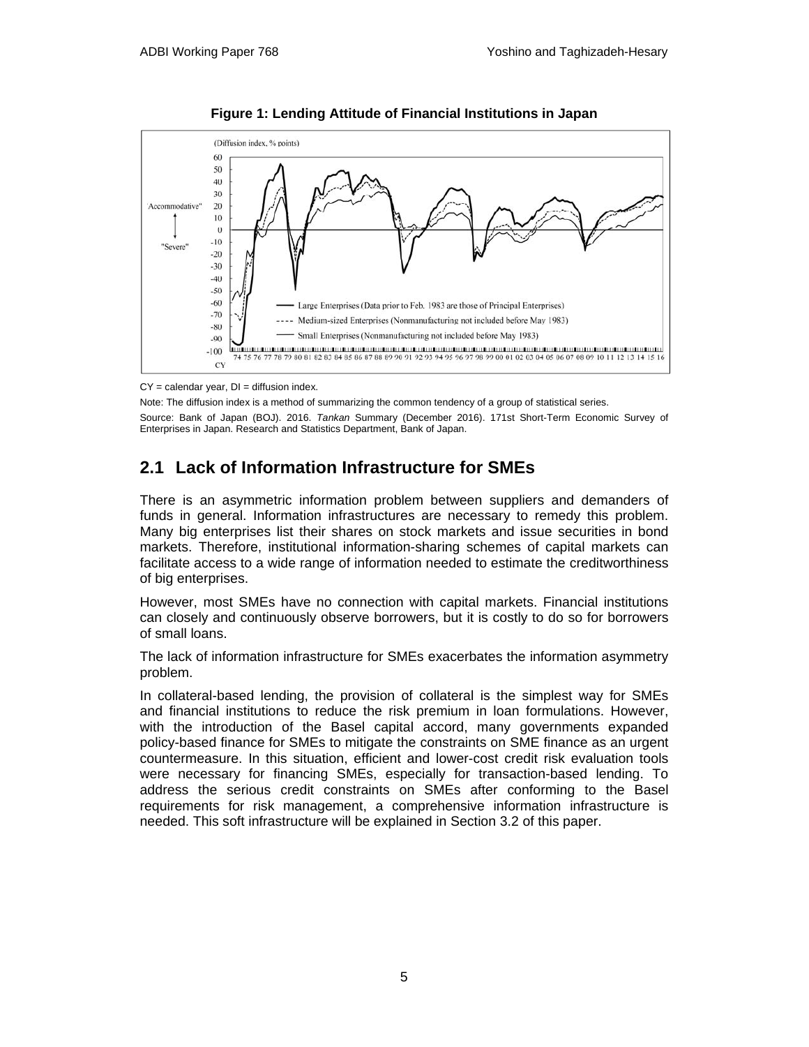**Figure 1: Lending Attitude of Financial Institutions in Japan**

CY = calendar year, DI = diffusion index.

Note: The diffusion index is a method of summarizing the common tendency of a group of statistical series.

Source: Bank of Japan (BOJ). 2016. *Tankan* Summary (December 2016). 171st Short-Term Economic Survey of Enterprises in Japan. Research and Statistics Department, Bank of Japan.

## 2.1 Lack of Information Infrastructure for SMEs

There is an asymmetric information problem between suppliers and demanders of funds in general. Information infrastructures are necessary to remedy this problem. Many big enterprises list their shares on stock markets and issue securities in bond markets. Therefore, institutional information-sharing schemes of capital markets can facilitate access to a wide range of information needed to estimate the creditworthiness of big enterprises.

However, most SMEs have no connection with capital markets. Financial institutions can closely and continuously observe borrowers, but it is costly to do so for borrowers of small loans.

The lack of information infrastructure for SMEs exacerbates the information asymmetry problem.

In collateral-based lending, the provision of collateral is the simplest way for SMEs and financial institutions to reduce the risk premium in loan formulations. However, with the introduction of the Basel capital accord, many governments expanded policy-based finance for SMEs to mitigate the constraints on SME finance as an urgent countermeasure. In this situation, efficient and lower-cost credit risk evaluation tools were necessary for financing SMEs, especially for transaction-based lending. To address the serious credit constraints on SMEs after conforming to the Basel requirements for risk management, a comprehensive information infrastructure is needed. This soft infrastructure will be explained in Section 3.2 of this paper.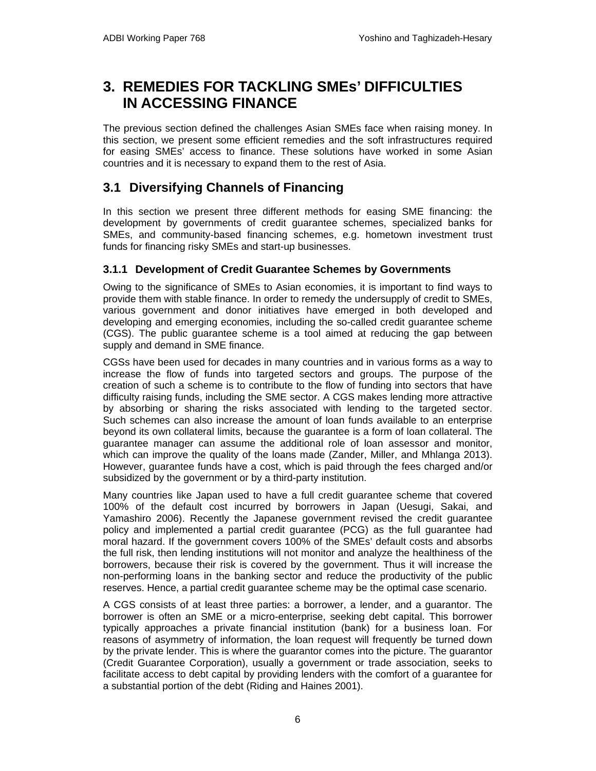# 3. REMEDIES FOR TACKLING SMEs' DIFFICULTIES IN ACCESSING FINANCE

The previous section defined the challenges Asian SMEs face when raising money. In this section, we present some efficient remedies and the soft infrastructures required for easing SMEs' access to finance. These solutions have worked in some Asian countries and it is necessary to expand them to the rest of Asia.

## 3.1 Diversifying Channels of Financing

In this section we present three different methods for easing SME financing: the development by governments of credit guarantee schemes, specialized banks for SMEs, and community-based financing schemes, e.g. hometown investment trust funds for financing risky SMEs and start-up businesses.

### 3.1.1 Development of Credit Guarantee Schemes by Governments

Owing to the significance of SMEs to Asian economies, it is important to find ways to provide them with stable finance. In order to remedy the undersupply of credit to SMEs, various government and donor initiatives have emerged in both developed and developing and emerging economies, including the so-called credit guarantee scheme (CGS). The public guarantee scheme is a tool aimed at reducing the gap between supply and demand in SME finance.

CGSs have been used for decades in many countries and in various forms as a way to increase the flow of funds into targeted sectors and groups. The purpose of the creation of such a scheme is to contribute to the flow of funding into sectors that have difficulty raising funds, including the SME sector. A CGS makes lending more attractive by absorbing or sharing the risks associated with lending to the targeted sector. Such schemes can also increase the amount of loan funds available to an enterprise beyond its own collateral limits, because the guarantee is a form of loan collateral. The guarantee manager can assume the additional role of loan assessor and monitor, which can improve the quality of the loans made (Zander, Miller, and Mhlanga 2013). However, guarantee funds have a cost, which is paid through the fees charged and/or subsidized by the government or by a third-party institution.

Many countries like Japan used to have a full credit guarantee scheme that covered 100% of the default cost incurred by borrowers in Japan (Uesugi, Sakai, and Yamashiro 2006). Recently the Japanese government revised the credit guarantee policy and implemented a partial credit guarantee (PCG) as the full guarantee had moral hazard. If the government covers 100% of the SMEs' default costs and absorbs the full risk, then lending institutions will not monitor and analyze the healthiness of the borrowers, because their risk is covered by the government. Thus it will increase the non-performing loans in the banking sector and reduce the productivity of the public reserves. Hence, a partial credit guarantee scheme may be the optimal case scenario.

A CGS consists of at least three parties: a borrower, a lender, and a guarantor. The borrower is often an SME or a micro-enterprise, seeking debt capital. This borrower typically approaches a private financial institution (bank) for a business loan. For reasons of asymmetry of information, the loan request will frequently be turned down by the private lender. This is where the guarantor comes into the picture. The guarantor (Credit Guarantee Corporation), usually a government or trade association, seeks to facilitate access to debt capital by providing lenders with the comfort of a guarantee for a substantial portion of the debt (Riding and Haines 2001).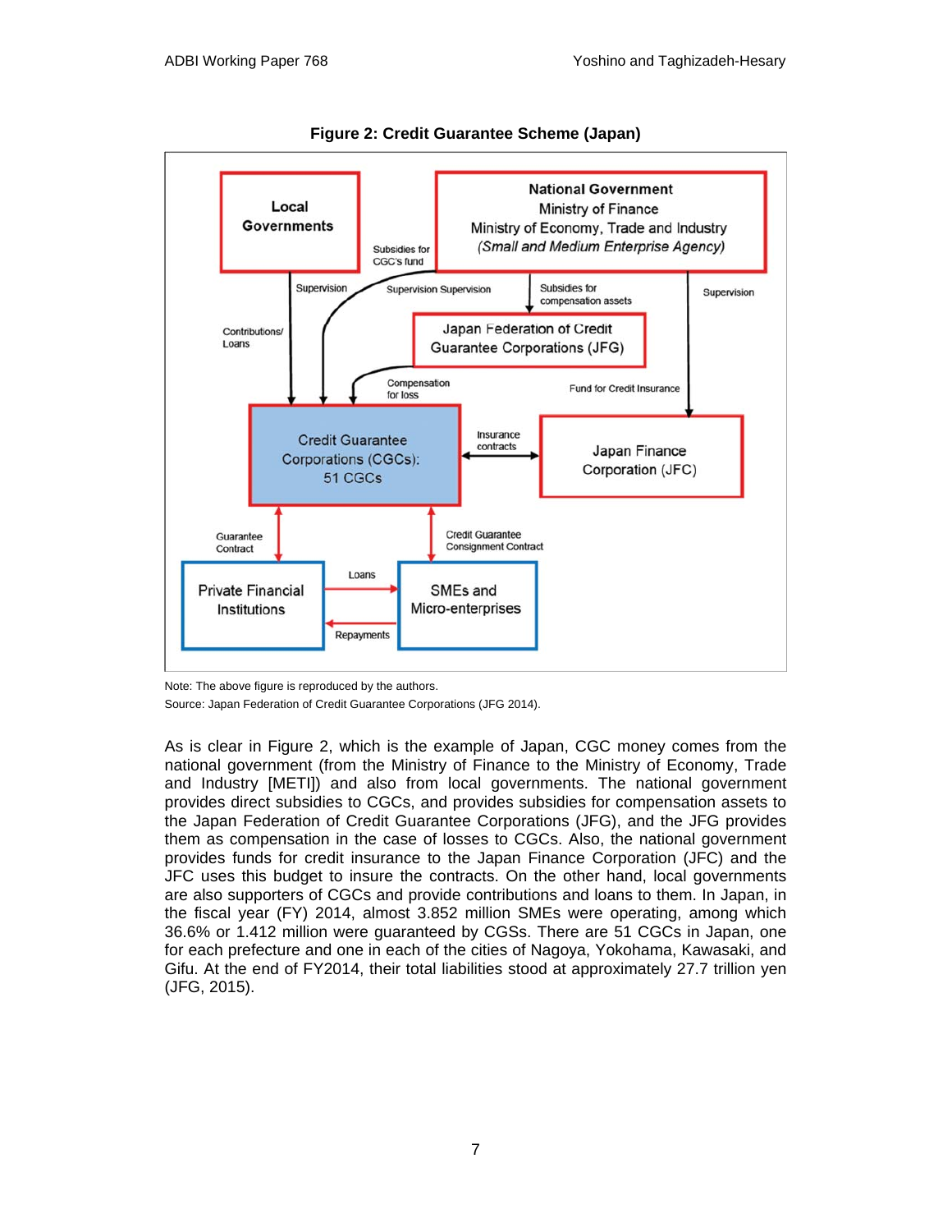**Figure 2: Credit Guarantee Scheme (Japan)**

Note: The above figure is reproduced by the authors.

Source: Japan Federation of Credit Guarantee Corporations (JFG 2014).

As is clear in Figure 2, which is the example of Japan, CGC money comes from the national government (from the Ministry of Finance to the Ministry of Economy, Trade and Industry [METI]) and also from local governments. The national government provides direct subsidies to CGCs, and provides subsidies for compensation assets to the Japan Federation of Credit Guarantee Corporations (JFG), and the JFG provides them as compensation in the case of losses to CGCs. Also, the national government provides funds for credit insurance to the Japan Finance Corporation (JFC) and the JFC uses this budget to insure the contracts. On the other hand, local governments are also supporters of CGCs and provide contributions and loans to them. In Japan, in the fiscal year (FY) 2014, almost 3.852 million SMEs were operating, among which 36.6% or 1.412 million were guaranteed by CGSs. There are 51 CGCs in Japan, one for each prefecture and one in each of the cities of Nagoya, Yokohama, Kawasaki, and Gifu. At the end of FY2014, their total liabilities stood at approximately 27.7 trillion yen (JFG, 2015).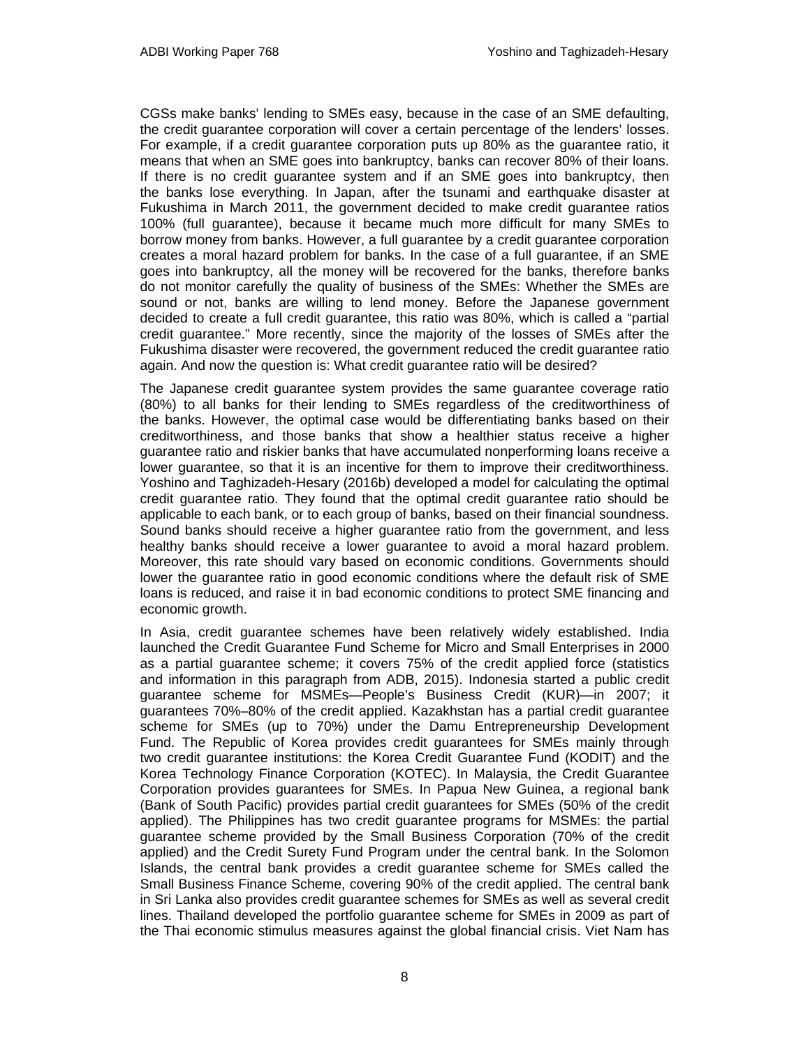CGSs make banks' lending to SMEs easy, because in the case of an SME defaulting, the credit guarantee corporation will cover a certain percentage of the lenders' losses. For example, if a credit guarantee corporation puts up 80% as the guarantee ratio, it means that when an SME goes into bankruptcy, banks can recover 80% of their loans. If there is no credit guarantee system and if an SME goes into bankruptcy, then the banks lose everything. In Japan, after the tsunami and earthquake disaster at Fukushima in March 2011, the government decided to make credit guarantee ratios 100% (full guarantee), because it became much more difficult for many SMEs to borrow money from banks. However, a full guarantee by a credit guarantee corporation creates a moral hazard problem for banks. In the case of a full guarantee, if an SME goes into bankruptcy, all the money will be recovered for the banks, therefore banks do not monitor carefully the quality of business of the SMEs: Whether the SMEs are sound or not, banks are willing to lend money. Before the Japanese government decided to create a full credit guarantee, this ratio was 80%, which is called a "partial credit guarantee." More recently, since the majority of the losses of SMEs after the Fukushima disaster were recovered, the government reduced the credit guarantee ratio again. And now the question is: What credit guarantee ratio will be desired?

The Japanese credit guarantee system provides the same guarantee coverage ratio (80%) to all banks for their lending to SMEs regardless of the creditworthiness of the banks. However, the optimal case would be differentiating banks based on their creditworthiness, and those banks that show a healthier status receive a higher guarantee ratio and riskier banks that have accumulated nonperforming loans receive a lower guarantee, so that it is an incentive for them to improve their creditworthiness. Yoshino and Taghizadeh-Hesary (2016b) developed a model for calculating the optimal credit guarantee ratio. They found that the optimal credit guarantee ratio should be applicable to each bank, or to each group of banks, based on their financial soundness. Sound banks should receive a higher guarantee ratio from the government, and less healthy banks should receive a lower guarantee to avoid a moral hazard problem. Moreover, this rate should vary based on economic conditions. Governments should lower the guarantee ratio in good economic conditions where the default risk of SME loans is reduced, and raise it in bad economic conditions to protect SME financing and economic growth.

In Asia, credit guarantee schemes have been relatively widely established. India launched the Credit Guarantee Fund Scheme for Micro and Small Enterprises in 2000 as a partial guarantee scheme; it covers 75% of the credit applied force (statistics and information in this paragraph from ADB, 2015). Indonesia started a public credit guarantee scheme for MSMEs—People's Business Credit (KUR)—in 2007; it guarantees 70%–80% of the credit applied. Kazakhstan has a partial credit guarantee scheme for SMEs (up to 70%) under the Damu Entrepreneurship Development Fund. The Republic of Korea provides credit guarantees for SMEs mainly through two credit guarantee institutions: the Korea Credit Guarantee Fund (KODIT) and the Korea Technology Finance Corporation (KOTEC). In Malaysia, the Credit Guarantee Corporation provides guarantees for SMEs. In Papua New Guinea, a regional bank (Bank of South Pacific) provides partial credit guarantees for SMEs (50% of the credit applied). The Philippines has two credit guarantee programs for MSMEs: the partial guarantee scheme provided by the Small Business Corporation (70% of the credit applied) and the Credit Surety Fund Program under the central bank. In the Solomon Islands, the central bank provides a credit guarantee scheme for SMEs called the Small Business Finance Scheme, covering 90% of the credit applied. The central bank in Sri Lanka also provides credit guarantee schemes for SMEs as well as several credit lines. Thailand developed the portfolio guarantee scheme for SMEs in 2009 as part of the Thai economic stimulus measures against the global financial crisis. Viet Nam has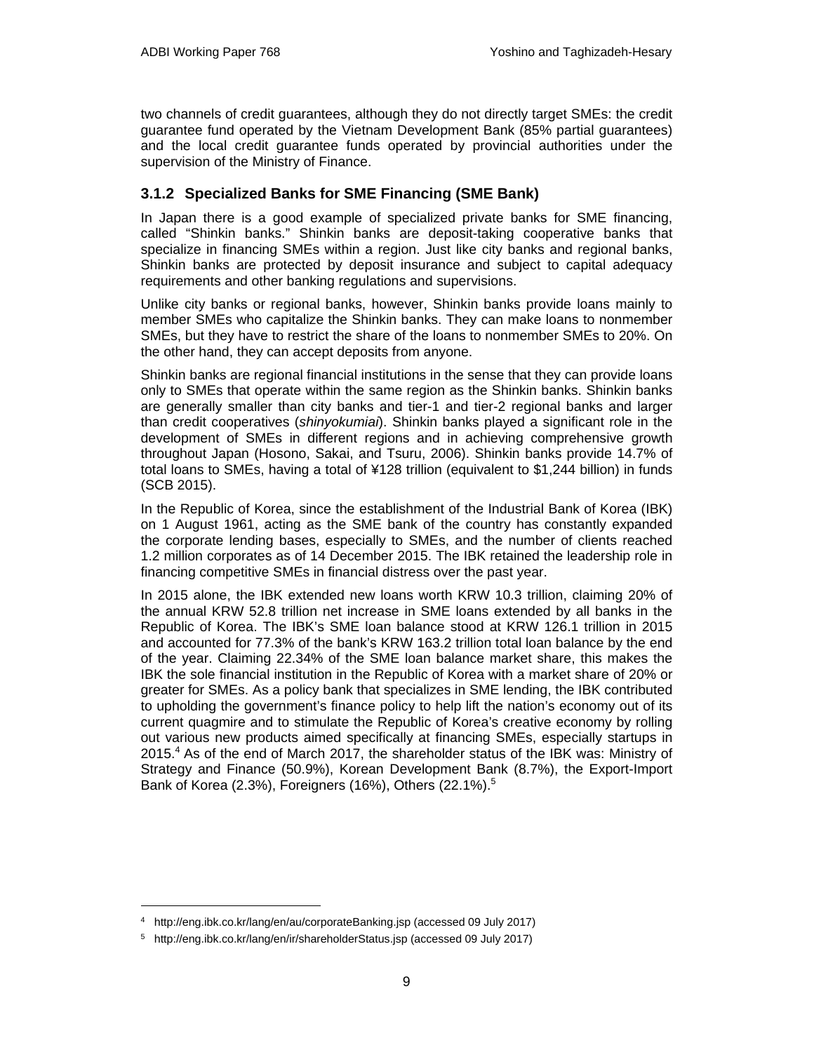two channels of credit guarantees, although they do not directly target SMEs: the credit guarantee fund operated by the Vietnam Development Bank (85% partial guarantees) and the local credit guarantee funds operated by provincial authorities under the supervision of the Ministry of Finance.

### 3.1.2 Specialized Banks for SME Financing (SME Bank)

In Japan there is a good example of specialized private banks for SME financing, called "Shinkin banks." Shinkin banks are deposit-taking cooperative banks that specialize in financing SMEs within a region. Just like city banks and regional banks, Shinkin banks are protected by deposit insurance and subject to capital adequacy requirements and other banking regulations and supervisions.

Unlike city banks or regional banks, however, Shinkin banks provide loans mainly to member SMEs who capitalize the Shinkin banks. They can make loans to nonmember SMEs, but they have to restrict the share of the loans to nonmember SMEs to 20%. On the other hand, they can accept deposits from anyone.

Shinkin banks are regional financial institutions in the sense that they can provide loans only to SMEs that operate within the same region as the Shinkin banks. Shinkin banks are generally smaller than city banks and tier-1 and tier-2 regional banks and larger than credit cooperatives (*shinyokumiai*). Shinkin banks played a significant role in the development of SMEs in different regions and in achieving comprehensive growth throughout Japan (Hosono, Sakai, and Tsuru, 2006). Shinkin banks provide 14.7% of total loans to SMEs, having a total of ¥128 trillion (equivalent to $1,244 billion) in funds (SCB 2015).

In the Republic of Korea, since the establishment of the Industrial Bank of Korea (IBK) on 1 August 1961, acting as the SME bank of the country has constantly expanded the corporate lending bases, especially to SMEs, and the number of clients reached 1.2 million corporates as of 14 December 2015. The IBK retained the leadership role in financing competitive SMEs in financial distress over the past year.

In 2015 alone, the IBK extended new loans worth KRW 10.3 trillion, claiming 20% of the annual KRW 52.8 trillion net increase in SME loans extended by all banks in the Republic of Korea. The IBK's SME loan balance stood at KRW 126.1 trillion in 2015 and accounted for 77.3% of the bank's KRW 163.2 trillion total loan balance by the end of the year. Claiming 22.34% of the SME loan balance market share, this makes the IBK the sole financial institution in the Republic of Korea with a market share of 20% or greater for SMEs. As a policy bank that specializes in SME lending, the IBK contributed to upholding the government's finance policy to help lift the nation's economy out of its current quagmire and to stimulate the Republic of Korea's creative economy by rolling out various new products aimed specifically at financing SMEs, especially startups in 2015.[4] As of the end of March 2017, the shareholder status of the IBK was: Ministry of Strategy and Finance (50.9%), Korean Development Bank (8.7%), the Export-Import Bank of Korea (2.3%), Foreigners (16%), Others (22.1%).[5]

---

[4] http://eng.ibk.co.kr/lang/en/au/corporateBanking.jsp (accessed 09 July 2017)

[5] http://eng.ibk.co.kr/lang/en/ir/shareholderStatus.jsp (accessed 09 July 2017)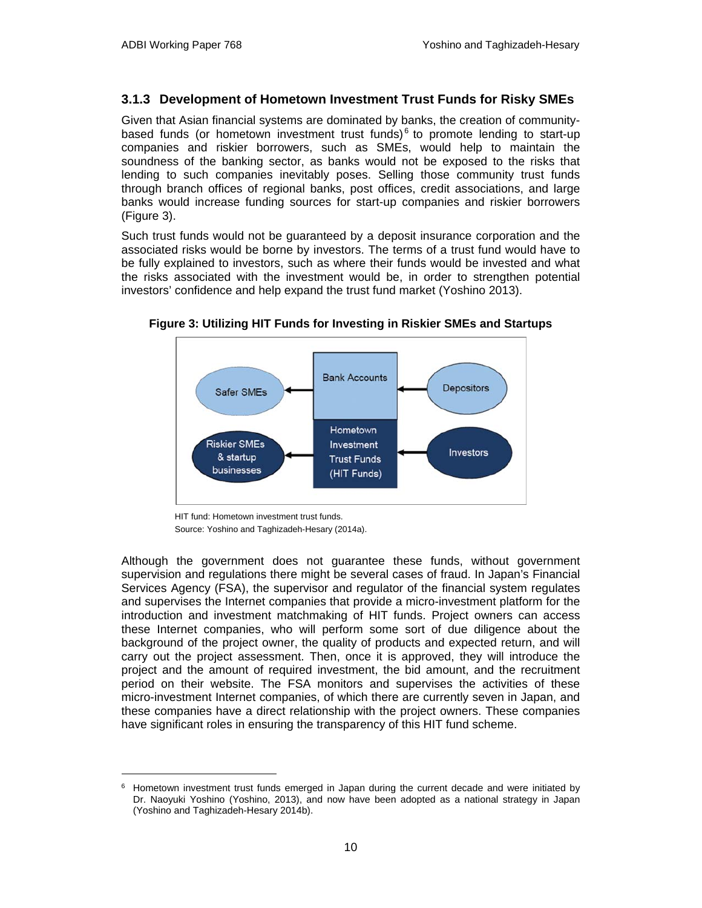### 3.1.3 Development of Hometown Investment Trust Funds for Risky SMEs

Given that Asian financial systems are dominated by banks, the creation of community-based funds (or hometown investment trust funds)[6] to promote lending to start-up companies and riskier borrowers, such as SMEs, would help to maintain the soundness of the banking sector, as banks would not be exposed to the risks that lending to such companies inevitably poses. Selling those community trust funds through branch offices of regional banks, post offices, credit associations, and large banks would increase funding sources for start-up companies and riskier borrowers (Figure 3).

Such trust funds would not be guaranteed by a deposit insurance corporation and the associated risks would be borne by investors. The terms of a trust fund would have to be fully explained to investors, such as where their funds would be invested and what the risks associated with the investment would be, in order to strengthen potential investors' confidence and help expand the trust fund market (Yoshino 2013).

**Figure 3: Utilizing HIT Funds for Investing in Riskier SMEs and Startups**

Safer SMEs ← Bank Accounts ← Depositors

Riskier SMEs & startup businesses ← Hometown Investment Trust Funds (HIT Funds) ← Investors

HIT fund: Hometown investment trust funds.
Source: Yoshino and Taghizadeh-Hesary (2014a).

Although the government does not guarantee these funds, without government supervision and regulations there might be several cases of fraud. In Japan's Financial Services Agency (FSA), the supervisor and regulator of the financial system regulates and supervises the Internet companies that provide a micro-investment platform for the introduction and investment matchmaking of HIT funds. Project owners can access these Internet companies, who will perform some sort of due diligence about the background of the project owner, the quality of products and expected return, and will carry out the project assessment. Then, once it is approved, they will introduce the project and the amount of required investment, the bid amount, and the recruitment period on their website. The FSA monitors and supervises the activities of these micro-investment Internet companies, of which there are currently seven in Japan, and these companies have a direct relationship with the project owners. These companies have significant roles in ensuring the transparency of this HIT fund scheme.

[6] Hometown investment trust funds emerged in Japan during the current decade and were initiated by Dr. Naoyuki Yoshino (Yoshino, 2013), and now have been adopted as a national strategy in Japan (Yoshino and Taghizadeh-Hesary 2014b).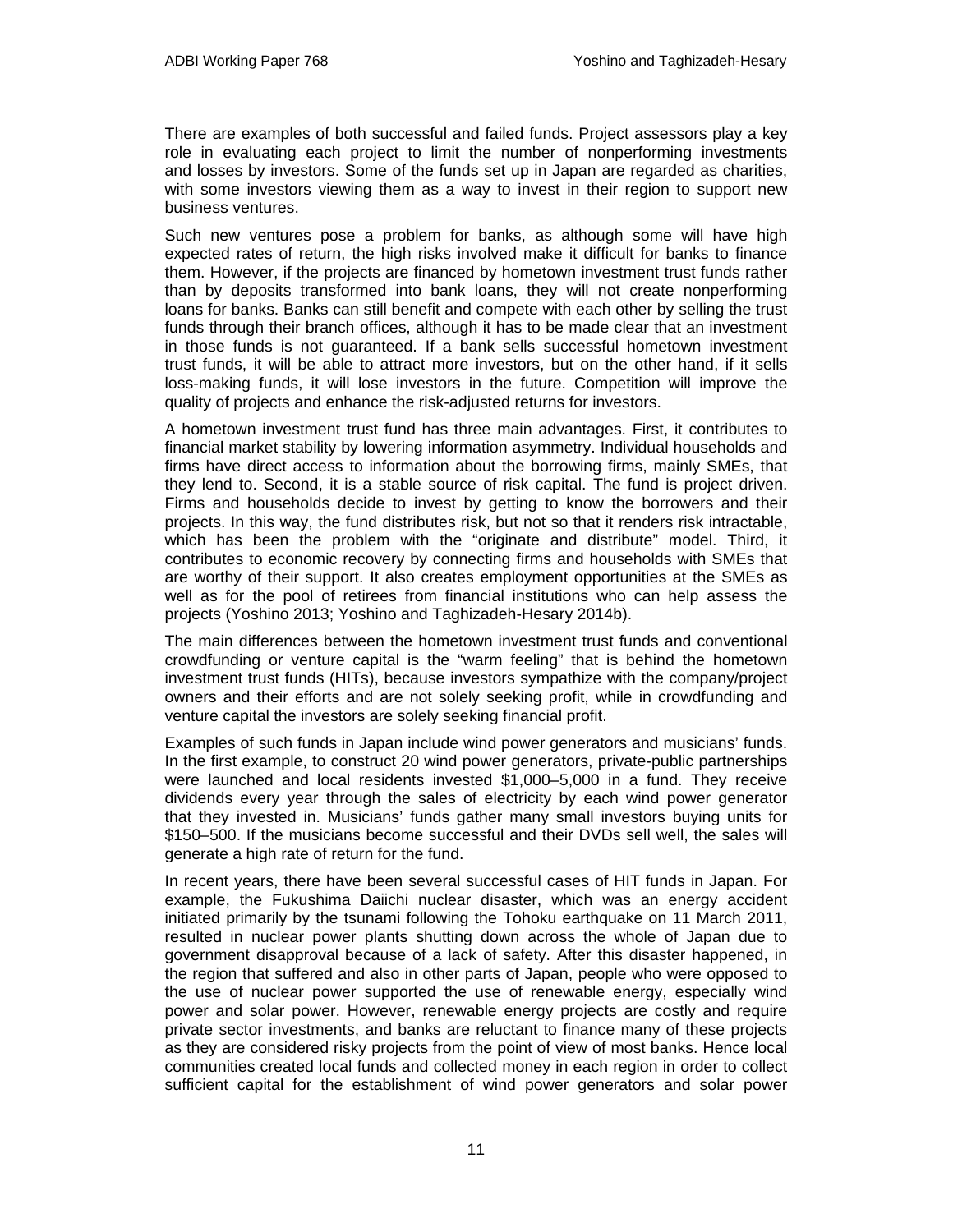There are examples of both successful and failed funds. Project assessors play a key role in evaluating each project to limit the number of nonperforming investments and losses by investors. Some of the funds set up in Japan are regarded as charities, with some investors viewing them as a way to invest in their region to support new business ventures.

Such new ventures pose a problem for banks, as although some will have high expected rates of return, the high risks involved make it difficult for banks to finance them. However, if the projects are financed by hometown investment trust funds rather than by deposits transformed into bank loans, they will not create nonperforming loans for banks. Banks can still benefit and compete with each other by selling the trust funds through their branch offices, although it has to be made clear that an investment in those funds is not guaranteed. If a bank sells successful hometown investment trust funds, it will be able to attract more investors, but on the other hand, if it sells loss-making funds, it will lose investors in the future. Competition will improve the quality of projects and enhance the risk-adjusted returns for investors.

A hometown investment trust fund has three main advantages. First, it contributes to financial market stability by lowering information asymmetry. Individual households and firms have direct access to information about the borrowing firms, mainly SMEs, that they lend to. Second, it is a stable source of risk capital. The fund is project driven. Firms and households decide to invest by getting to know the borrowers and their projects. In this way, the fund distributes risk, but not so that it renders risk intractable, which has been the problem with the "originate and distribute" model. Third, it contributes to economic recovery by connecting firms and households with SMEs that are worthy of their support. It also creates employment opportunities at the SMEs as well as for the pool of retirees from financial institutions who can help assess the projects (Yoshino 2013; Yoshino and Taghizadeh-Hesary 2014b).

The main differences between the hometown investment trust funds and conventional crowdfunding or venture capital is the "warm feeling" that is behind the hometown investment trust funds (HITs), because investors sympathize with the company/project owners and their efforts and are not solely seeking profit, while in crowdfunding and venture capital the investors are solely seeking financial profit.

Examples of such funds in Japan include wind power generators and musicians' funds. In the first example, to construct 20 wind power generators, private-public partnerships were launched and local residents invested $1,000–5,000 in a fund. They receive dividends every year through the sales of electricity by each wind power generator that they invested in. Musicians' funds gather many small investors buying units for $150–500. If the musicians become successful and their DVDs sell well, the sales will generate a high rate of return for the fund.

In recent years, there have been several successful cases of HIT funds in Japan. For example, the Fukushima Daiichi nuclear disaster, which was an energy accident initiated primarily by the tsunami following the Tohoku earthquake on 11 March 2011, resulted in nuclear power plants shutting down across the whole of Japan due to government disapproval because of a lack of safety. After this disaster happened, in the region that suffered and also in other parts of Japan, people who were opposed to the use of nuclear power supported the use of renewable energy, especially wind power and solar power. However, renewable energy projects are costly and require private sector investments, and banks are reluctant to finance many of these projects as they are considered risky projects from the point of view of most banks. Hence local communities created local funds and collected money in each region in order to collect sufficient capital for the establishment of wind power generators and solar power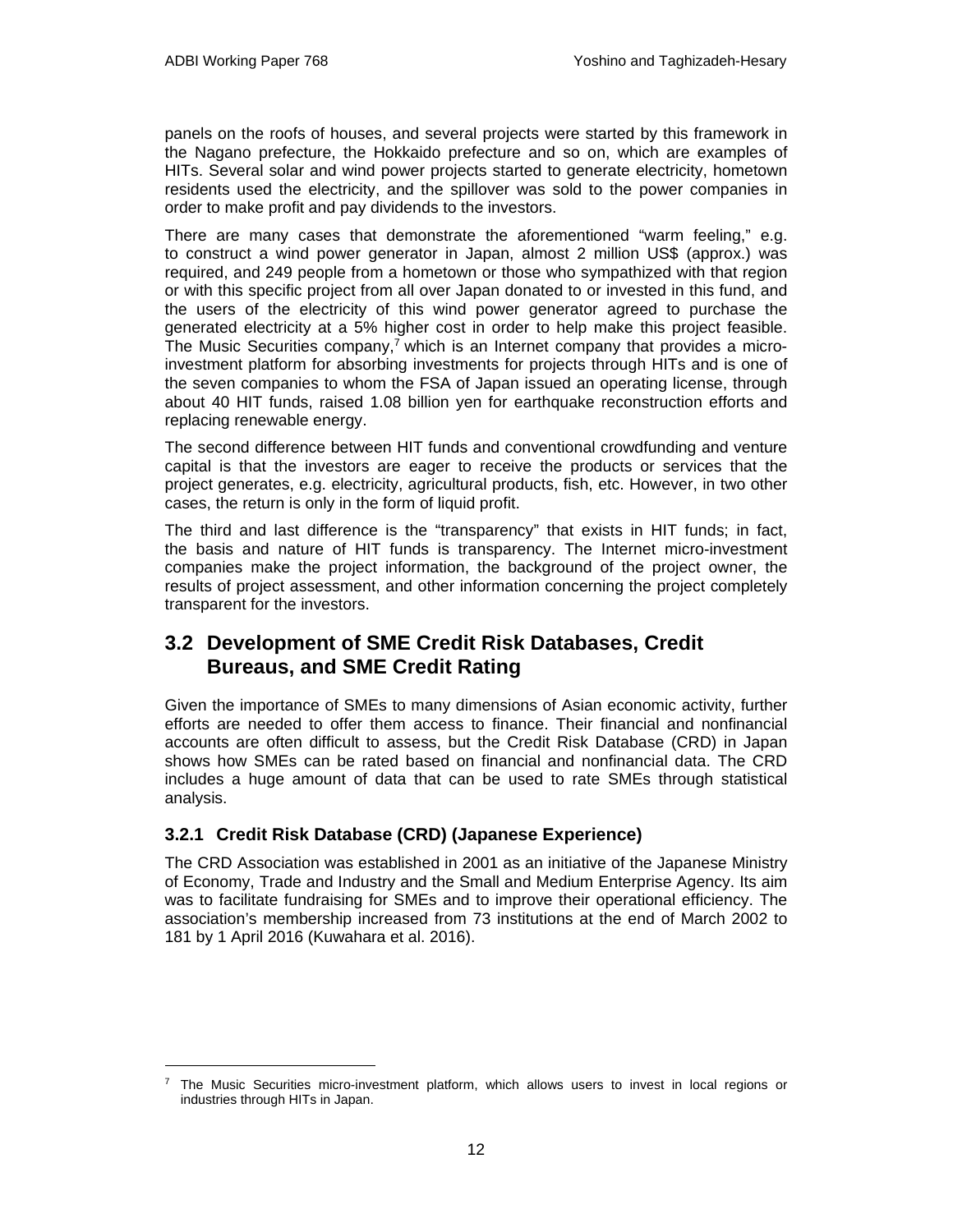panels on the roofs of houses, and several projects were started by this framework in the Nagano prefecture, the Hokkaido prefecture and so on, which are examples of HITs. Several solar and wind power projects started to generate electricity, hometown residents used the electricity, and the spillover was sold to the power companies in order to make profit and pay dividends to the investors.

There are many cases that demonstrate the aforementioned "warm feeling," e.g. to construct a wind power generator in Japan, almost 2 million US$ (approx.) was required, and 249 people from a hometown or those who sympathized with that region or with this specific project from all over Japan donated to or invested in this fund, and the users of the electricity of this wind power generator agreed to purchase the generated electricity at a 5% higher cost in order to help make this project feasible. The Music Securities company,[7] which is an Internet company that provides a micro-investment platform for absorbing investments for projects through HITs and is one of the seven companies to whom the FSA of Japan issued an operating license, through about 40 HIT funds, raised 1.08 billion yen for earthquake reconstruction efforts and replacing renewable energy.

The second difference between HIT funds and conventional crowdfunding and venture capital is that the investors are eager to receive the products or services that the project generates, e.g. electricity, agricultural products, fish, etc. However, in two other cases, the return is only in the form of liquid profit.

The third and last difference is the "transparency" that exists in HIT funds; in fact, the basis and nature of HIT funds is transparency. The Internet micro-investment companies make the project information, the background of the project owner, the results of project assessment, and other information concerning the project completely transparent for the investors.

## 3.2 Development of SME Credit Risk Databases, Credit Bureaus, and SME Credit Rating

Given the importance of SMEs to many dimensions of Asian economic activity, further efforts are needed to offer them access to finance. Their financial and nonfinancial accounts are often difficult to assess, but the Credit Risk Database (CRD) in Japan shows how SMEs can be rated based on financial and nonfinancial data. The CRD includes a huge amount of data that can be used to rate SMEs through statistical analysis.

### 3.2.1 Credit Risk Database (CRD) (Japanese Experience)

The CRD Association was established in 2001 as an initiative of the Japanese Ministry of Economy, Trade and Industry and the Small and Medium Enterprise Agency. Its aim was to facilitate fundraising for SMEs and to improve their operational efficiency. The association's membership increased from 73 institutions at the end of March 2002 to 181 by 1 April 2016 (Kuwahara et al. 2016).

---

[7] The Music Securities micro-investment platform, which allows users to invest in local regions or industries through HITs in Japan.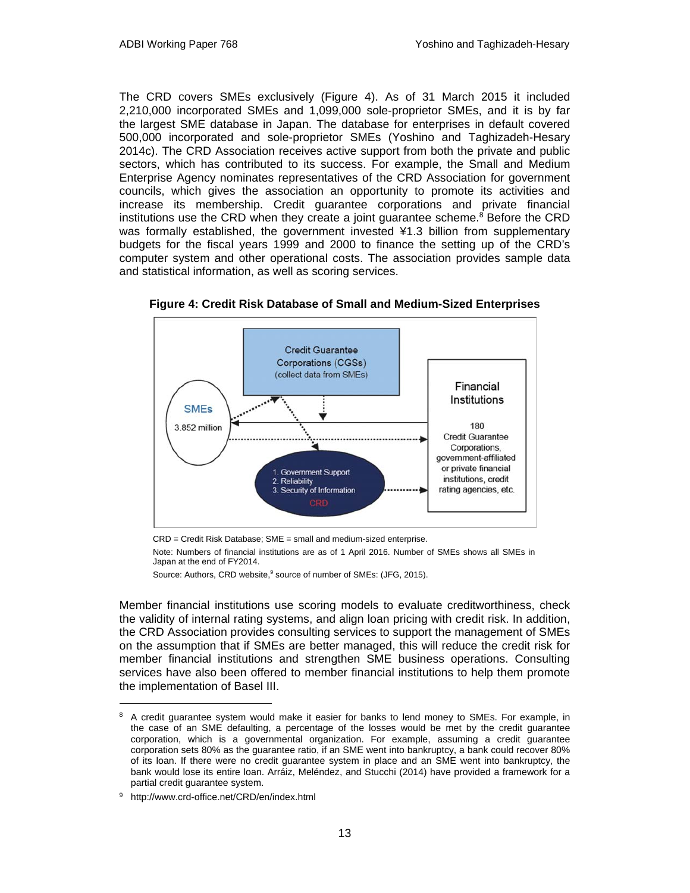The CRD covers SMEs exclusively (Figure 4). As of 31 March 2015 it included 2,210,000 incorporated SMEs and 1,099,000 sole-proprietor SMEs, and it is by far the largest SME database in Japan. The database for enterprises in default covered 500,000 incorporated and sole-proprietor SMEs (Yoshino and Taghizadeh-Hesary 2014c). The CRD Association receives active support from both the private and public sectors, which has contributed to its success. For example, the Small and Medium Enterprise Agency nominates representatives of the CRD Association for government councils, which gives the association an opportunity to promote its activities and increase its membership. Credit guarantee corporations and private financial institutions use the CRD when they create a joint guarantee scheme.[8] Before the CRD was formally established, the government invested ¥1.3 billion from supplementary budgets for the fiscal years 1999 and 2000 to finance the setting up of the CRD's computer system and other operational costs. The association provides sample data and statistical information, as well as scoring services.

**Figure 4: Credit Risk Database of Small and Medium-Sized Enterprises**

CRD = Credit Risk Database; SME = small and medium-sized enterprise.

Note: Numbers of financial institutions are as of 1 April 2016. Number of SMEs shows all SMEs in Japan at the end of FY2014.

Source: Authors, CRD website,[9] source of number of SMEs: (JFG, 2015).

Member financial institutions use scoring models to evaluate creditworthiness, check the validity of internal rating systems, and align loan pricing with credit risk. In addition, the CRD Association provides consulting services to support the management of SMEs on the assumption that if SMEs are better managed, this will reduce the credit risk for member financial institutions and strengthen SME business operations. Consulting services have also been offered to member financial institutions to help them promote the implementation of Basel III.

---

[8] A credit guarantee system would make it easier for banks to lend money to SMEs. For example, in the case of an SME defaulting, a percentage of the losses would be met by the credit guarantee corporation, which is a governmental organization. For example, assuming a credit guarantee corporation sets 80% as the guarantee ratio, if an SME went into bankruptcy, a bank could recover 80% of its loan. If there were no credit guarantee system in place and an SME went into bankruptcy, the bank would lose its entire loan. Arráiz, Meléndez, and Stucchi (2014) have provided a framework for a partial credit guarantee system.

[9] http://www.crd-office.net/CRD/en/index.html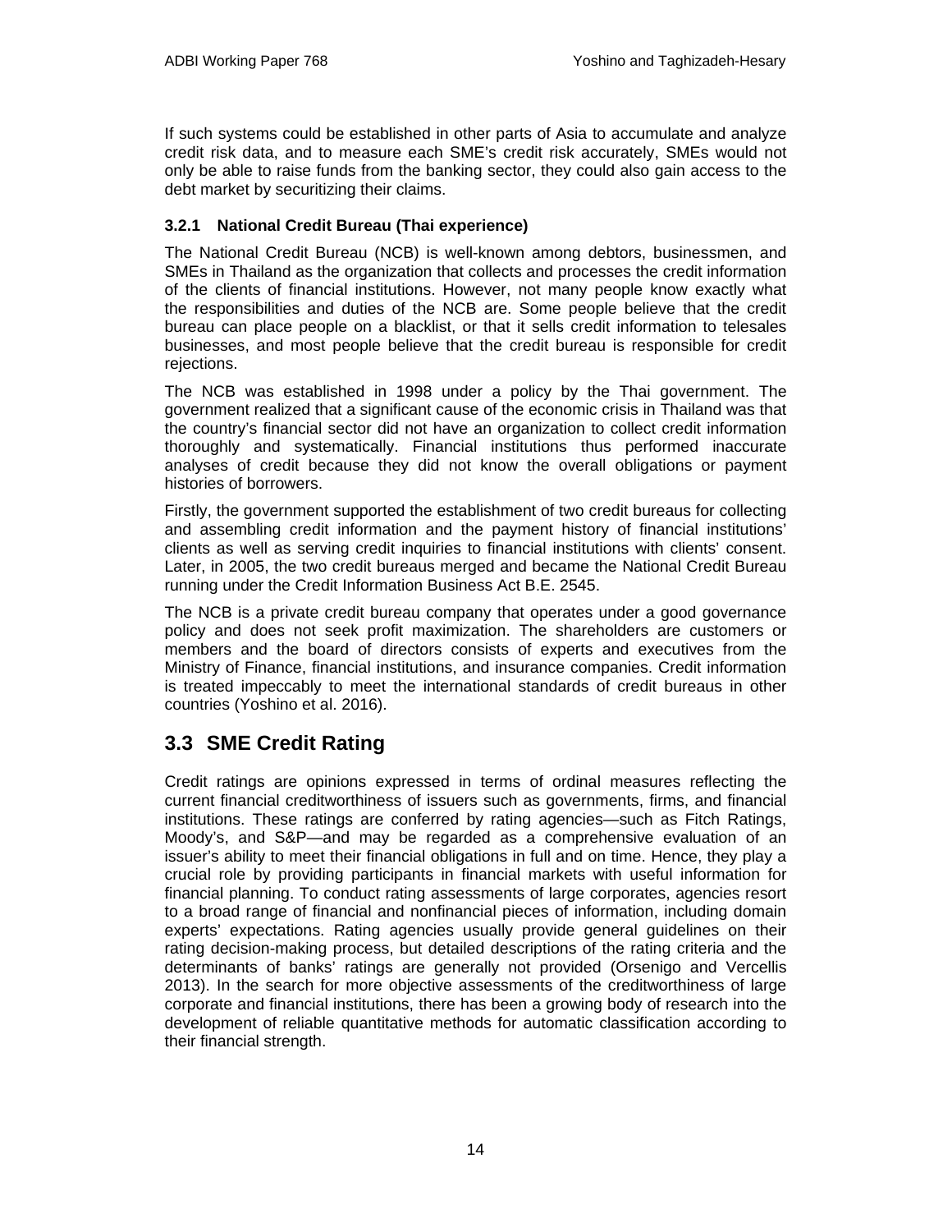If such systems could be established in other parts of Asia to accumulate and analyze credit risk data, and to measure each SME's credit risk accurately, SMEs would not only be able to raise funds from the banking sector, they could also gain access to the debt market by securitizing their claims.

### 3.2.1 National Credit Bureau (Thai experience)

The National Credit Bureau (NCB) is well-known among debtors, businessmen, and SMEs in Thailand as the organization that collects and processes the credit information of the clients of financial institutions. However, not many people know exactly what the responsibilities and duties of the NCB are. Some people believe that the credit bureau can place people on a blacklist, or that it sells credit information to telesales businesses, and most people believe that the credit bureau is responsible for credit rejections.

The NCB was established in 1998 under a policy by the Thai government. The government realized that a significant cause of the economic crisis in Thailand was that the country's financial sector did not have an organization to collect credit information thoroughly and systematically. Financial institutions thus performed inaccurate analyses of credit because they did not know the overall obligations or payment histories of borrowers.

Firstly, the government supported the establishment of two credit bureaus for collecting and assembling credit information and the payment history of financial institutions' clients as well as serving credit inquiries to financial institutions with clients' consent. Later, in 2005, the two credit bureaus merged and became the National Credit Bureau running under the Credit Information Business Act B.E. 2545.

The NCB is a private credit bureau company that operates under a good governance policy and does not seek profit maximization. The shareholders are customers or members and the board of directors consists of experts and executives from the Ministry of Finance, financial institutions, and insurance companies. Credit information is treated impeccably to meet the international standards of credit bureaus in other countries (Yoshino et al. 2016).

## 3.3 SME Credit Rating

Credit ratings are opinions expressed in terms of ordinal measures reflecting the current financial creditworthiness of issuers such as governments, firms, and financial institutions. These ratings are conferred by rating agencies—such as Fitch Ratings, Moody's, and S&P—and may be regarded as a comprehensive evaluation of an issuer's ability to meet their financial obligations in full and on time. Hence, they play a crucial role by providing participants in financial markets with useful information for financial planning. To conduct rating assessments of large corporates, agencies resort to a broad range of financial and nonfinancial pieces of information, including domain experts' expectations. Rating agencies usually provide general guidelines on their rating decision-making process, but detailed descriptions of the rating criteria and the determinants of banks' ratings are generally not provided (Orsenigo and Vercellis 2013). In the search for more objective assessments of the creditworthiness of large corporate and financial institutions, there has been a growing body of research into the development of reliable quantitative methods for automatic classification according to their financial strength.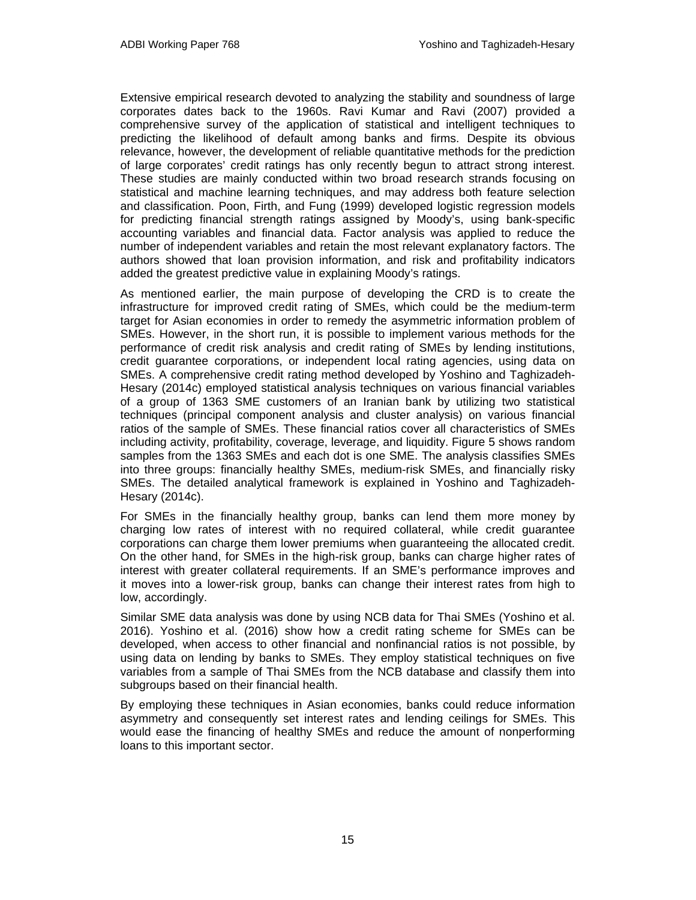Extensive empirical research devoted to analyzing the stability and soundness of large corporates dates back to the 1960s. Ravi Kumar and Ravi (2007) provided a comprehensive survey of the application of statistical and intelligent techniques to predicting the likelihood of default among banks and firms. Despite its obvious relevance, however, the development of reliable quantitative methods for the prediction of large corporates' credit ratings has only recently begun to attract strong interest. These studies are mainly conducted within two broad research strands focusing on statistical and machine learning techniques, and may address both feature selection and classification. Poon, Firth, and Fung (1999) developed logistic regression models for predicting financial strength ratings assigned by Moody's, using bank-specific accounting variables and financial data. Factor analysis was applied to reduce the number of independent variables and retain the most relevant explanatory factors. The authors showed that loan provision information, and risk and profitability indicators added the greatest predictive value in explaining Moody's ratings.

As mentioned earlier, the main purpose of developing the CRD is to create the infrastructure for improved credit rating of SMEs, which could be the medium-term target for Asian economies in order to remedy the asymmetric information problem of SMEs. However, in the short run, it is possible to implement various methods for the performance of credit risk analysis and credit rating of SMEs by lending institutions, credit guarantee corporations, or independent local rating agencies, using data on SMEs. A comprehensive credit rating method developed by Yoshino and Taghizadeh-Hesary (2014c) employed statistical analysis techniques on various financial variables of a group of 1363 SME customers of an Iranian bank by utilizing two statistical techniques (principal component analysis and cluster analysis) on various financial ratios of the sample of SMEs. These financial ratios cover all characteristics of SMEs including activity, profitability, coverage, leverage, and liquidity. Figure 5 shows random samples from the 1363 SMEs and each dot is one SME. The analysis classifies SMEs into three groups: financially healthy SMEs, medium-risk SMEs, and financially risky SMEs. The detailed analytical framework is explained in Yoshino and Taghizadeh-Hesary (2014c).

For SMEs in the financially healthy group, banks can lend them more money by charging low rates of interest with no required collateral, while credit guarantee corporations can charge them lower premiums when guaranteeing the allocated credit. On the other hand, for SMEs in the high-risk group, banks can charge higher rates of interest with greater collateral requirements. If an SME's performance improves and it moves into a lower-risk group, banks can change their interest rates from high to low, accordingly.

Similar SME data analysis was done by using NCB data for Thai SMEs (Yoshino et al. 2016). Yoshino et al. (2016) show how a credit rating scheme for SMEs can be developed, when access to other financial and nonfinancial ratios is not possible, by using data on lending by banks to SMEs. They employ statistical techniques on five variables from a sample of Thai SMEs from the NCB database and classify them into subgroups based on their financial health.

By employing these techniques in Asian economies, banks could reduce information asymmetry and consequently set interest rates and lending ceilings for SMEs. This would ease the financing of healthy SMEs and reduce the amount of nonperforming loans to this important sector.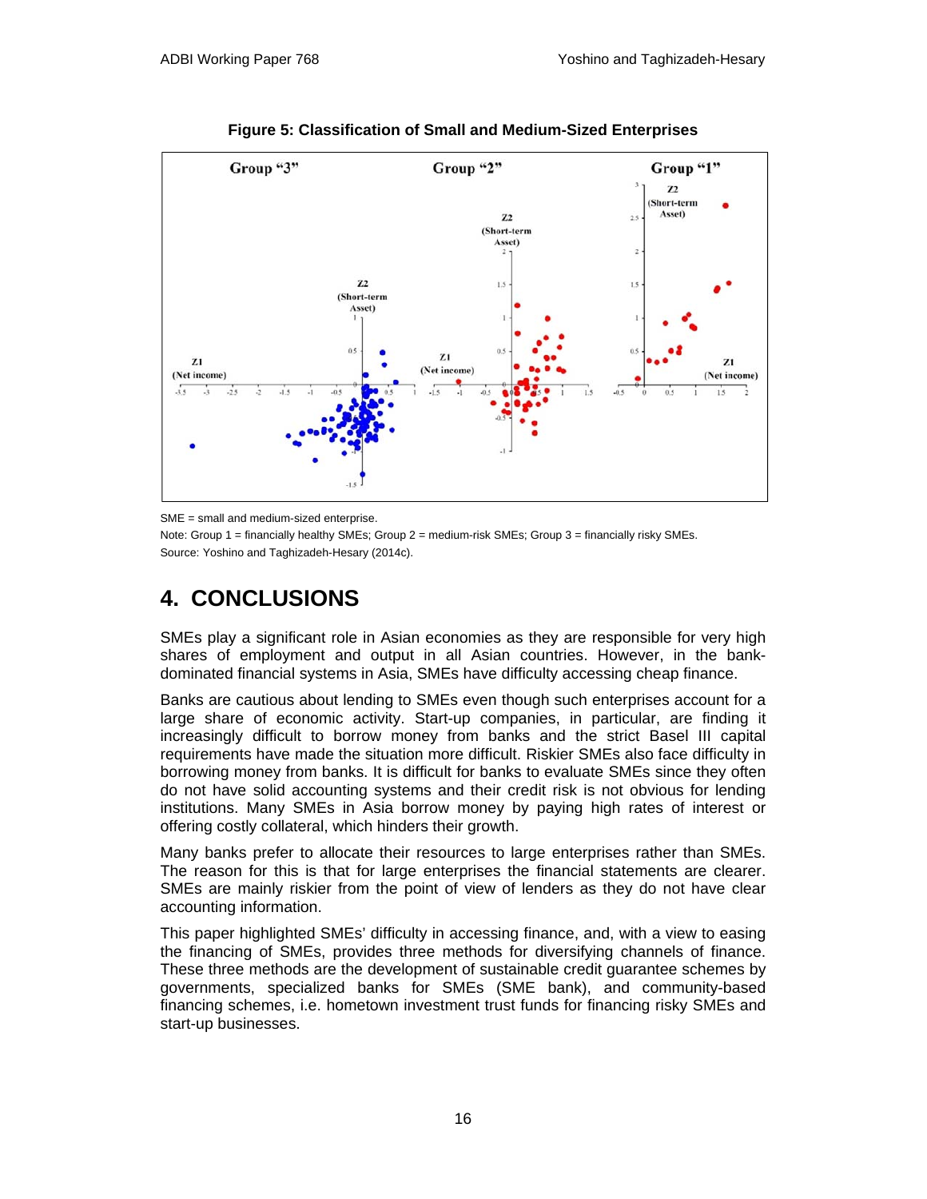**Figure 5: Classification of Small and Medium-Sized Enterprises**

SME = small and medium-sized enterprise.

Note: Group 1 = financially healthy SMEs; Group 2 = medium-risk SMEs; Group 3 = financially risky SMEs.

Source: Yoshino and Taghizadeh-Hesary (2014c).

# 4. CONCLUSIONS

SMEs play a significant role in Asian economies as they are responsible for very high shares of employment and output in all Asian countries. However, in the bank-dominated financial systems in Asia, SMEs have difficulty accessing cheap finance.

Banks are cautious about lending to SMEs even though such enterprises account for a large share of economic activity. Start-up companies, in particular, are finding it increasingly difficult to borrow money from banks and the strict Basel III capital requirements have made the situation more difficult. Riskier SMEs also face difficulty in borrowing money from banks. It is difficult for banks to evaluate SMEs since they often do not have solid accounting systems and their credit risk is not obvious for lending institutions. Many SMEs in Asia borrow money by paying high rates of interest or offering costly collateral, which hinders their growth.

Many banks prefer to allocate their resources to large enterprises rather than SMEs. The reason for this is that for large enterprises the financial statements are clearer. SMEs are mainly riskier from the point of view of lenders as they do not have clear accounting information.

This paper highlighted SMEs' difficulty in accessing finance, and, with a view to easing the financing of SMEs, provides three methods for diversifying channels of finance. These three methods are the development of sustainable credit guarantee schemes by governments, specialized banks for SMEs (SME bank), and community-based financing schemes, i.e. hometown investment trust funds for financing risky SMEs and start-up businesses.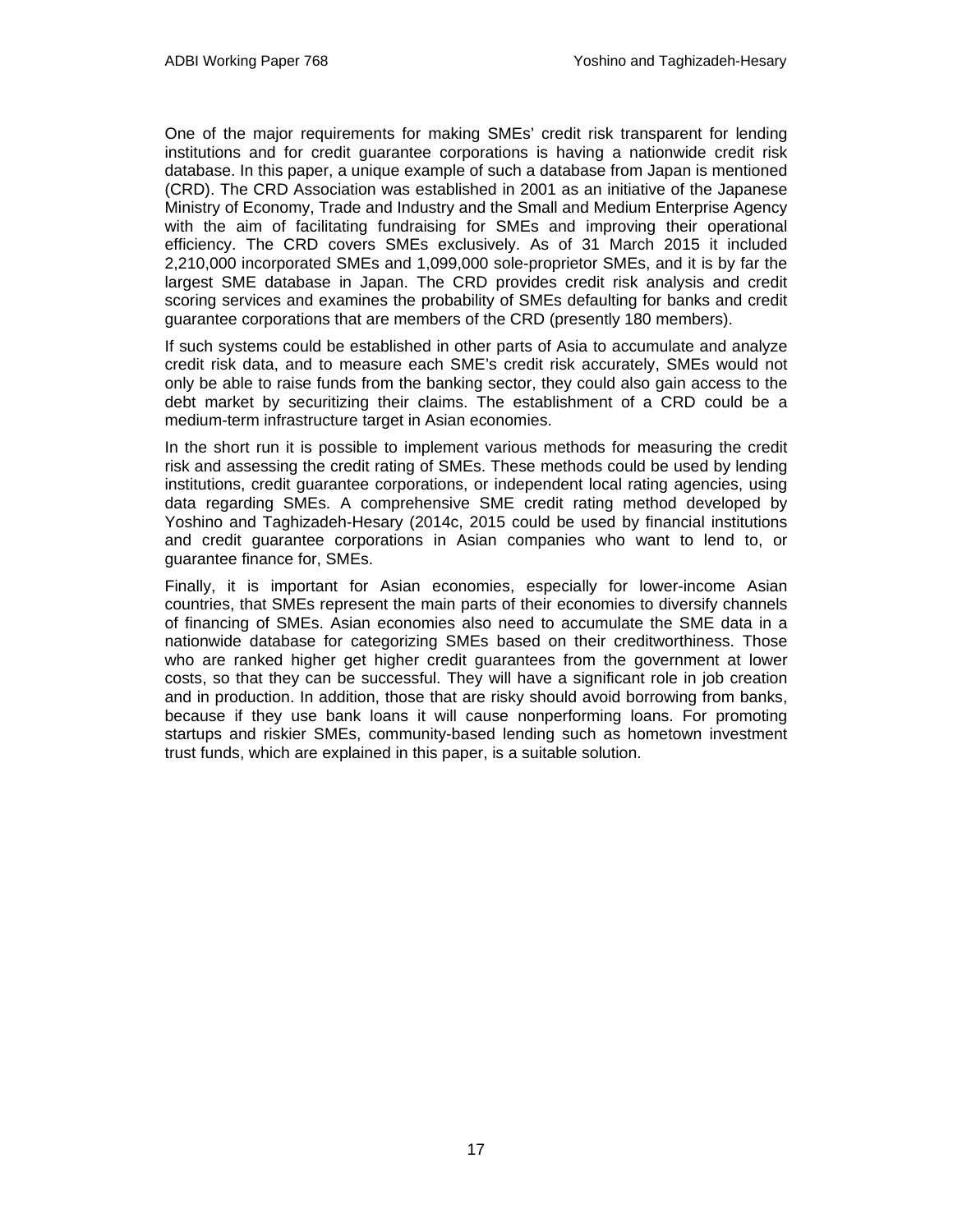One of the major requirements for making SMEs' credit risk transparent for lending institutions and for credit guarantee corporations is having a nationwide credit risk database. In this paper, a unique example of such a database from Japan is mentioned (CRD). The CRD Association was established in 2001 as an initiative of the Japanese Ministry of Economy, Trade and Industry and the Small and Medium Enterprise Agency with the aim of facilitating fundraising for SMEs and improving their operational efficiency. The CRD covers SMEs exclusively. As of 31 March 2015 it included 2,210,000 incorporated SMEs and 1,099,000 sole-proprietor SMEs, and it is by far the largest SME database in Japan. The CRD provides credit risk analysis and credit scoring services and examines the probability of SMEs defaulting for banks and credit guarantee corporations that are members of the CRD (presently 180 members).

If such systems could be established in other parts of Asia to accumulate and analyze credit risk data, and to measure each SME's credit risk accurately, SMEs would not only be able to raise funds from the banking sector, they could also gain access to the debt market by securitizing their claims. The establishment of a CRD could be a medium-term infrastructure target in Asian economies.

In the short run it is possible to implement various methods for measuring the credit risk and assessing the credit rating of SMEs. These methods could be used by lending institutions, credit guarantee corporations, or independent local rating agencies, using data regarding SMEs. A comprehensive SME credit rating method developed by Yoshino and Taghizadeh-Hesary (2014c, 2015 could be used by financial institutions and credit guarantee corporations in Asian companies who want to lend to, or guarantee finance for, SMEs.

Finally, it is important for Asian economies, especially for lower-income Asian countries, that SMEs represent the main parts of their economies to diversify channels of financing of SMEs. Asian economies also need to accumulate the SME data in a nationwide database for categorizing SMEs based on their creditworthiness. Those who are ranked higher get higher credit guarantees from the government at lower costs, so that they can be successful. They will have a significant role in job creation and in production. In addition, those that are risky should avoid borrowing from banks, because if they use bank loans it will cause nonperforming loans. For promoting startups and riskier SMEs, community-based lending such as hometown investment trust funds, which are explained in this paper, is a suitable solution.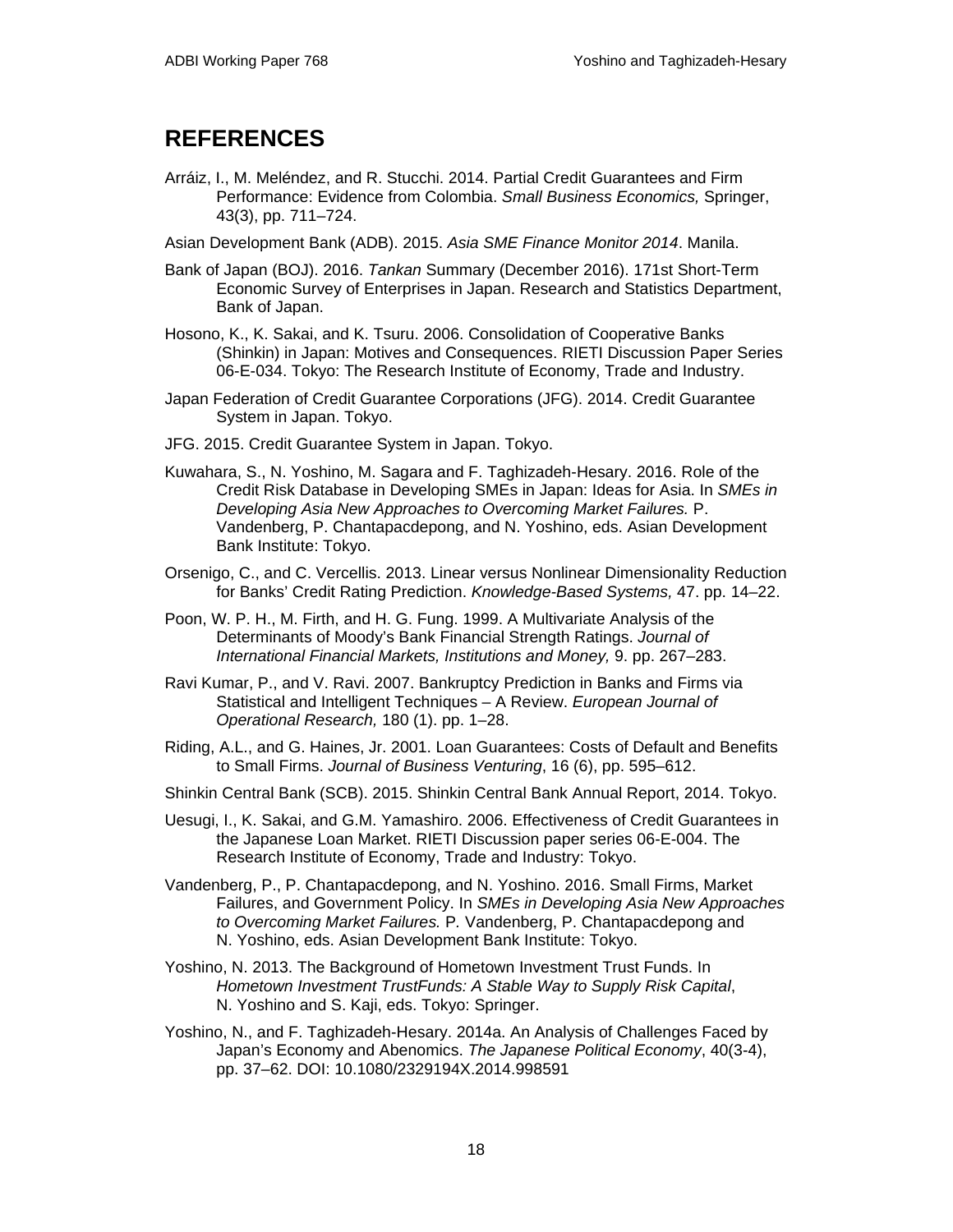## REFERENCES

Arráiz, I., M. Meléndez, and R. Stucchi. 2014. Partial Credit Guarantees and Firm Performance: Evidence from Colombia. *Small Business Economics,* Springer, 43(3), pp. 711–724.

Asian Development Bank (ADB). 2015. *Asia SME Finance Monitor 2014*. Manila.

Bank of Japan (BOJ). 2016. *Tankan* Summary (December 2016). 171st Short-Term Economic Survey of Enterprises in Japan. Research and Statistics Department, Bank of Japan.

Hosono, K., K. Sakai, and K. Tsuru. 2006. Consolidation of Cooperative Banks (Shinkin) in Japan: Motives and Consequences. RIETI Discussion Paper Series 06-E-034. Tokyo: The Research Institute of Economy, Trade and Industry.

Japan Federation of Credit Guarantee Corporations (JFG). 2014. Credit Guarantee System in Japan. Tokyo.

JFG. 2015. Credit Guarantee System in Japan. Tokyo.

Kuwahara, S., N. Yoshino, M. Sagara and F. Taghizadeh-Hesary. 2016. Role of the Credit Risk Database in Developing SMEs in Japan: Ideas for Asia. In *SMEs in Developing Asia New Approaches to Overcoming Market Failures.* P. Vandenberg, P. Chantapacdepong, and N. Yoshino, eds. Asian Development Bank Institute: Tokyo.

Orsenigo, C., and C. Vercellis. 2013. Linear versus Nonlinear Dimensionality Reduction for Banks' Credit Rating Prediction. *Knowledge-Based Systems,* 47. pp. 14–22.

Poon, W. P. H., M. Firth, and H. G. Fung. 1999. A Multivariate Analysis of the Determinants of Moody's Bank Financial Strength Ratings. *Journal of International Financial Markets, Institutions and Money,* 9. pp. 267–283.

Ravi Kumar, P., and V. Ravi. 2007. Bankruptcy Prediction in Banks and Firms via Statistical and Intelligent Techniques – A Review. *European Journal of Operational Research,* 180 (1). pp. 1–28.

Riding, A.L., and G. Haines, Jr. 2001. Loan Guarantees: Costs of Default and Benefits to Small Firms. *Journal of Business Venturing*, 16 (6), pp. 595–612.

Shinkin Central Bank (SCB). 2015. Shinkin Central Bank Annual Report, 2014. Tokyo.

Uesugi, I., K. Sakai, and G.M. Yamashiro. 2006. Effectiveness of Credit Guarantees in the Japanese Loan Market. RIETI Discussion paper series 06-E-004. The Research Institute of Economy, Trade and Industry: Tokyo.

Vandenberg, P., P. Chantapacdepong, and N. Yoshino. 2016. Small Firms, Market Failures, and Government Policy. In *SMEs in Developing Asia New Approaches to Overcoming Market Failures.* P. Vandenberg, P. Chantapacdepong and N. Yoshino, eds. Asian Development Bank Institute: Tokyo.

Yoshino, N. 2013. The Background of Hometown Investment Trust Funds. In *Hometown Investment TrustFunds: A Stable Way to Supply Risk Capital*, N. Yoshino and S. Kaji, eds. Tokyo: Springer.

Yoshino, N., and F. Taghizadeh-Hesary. 2014a. An Analysis of Challenges Faced by Japan's Economy and Abenomics. *The Japanese Political Economy*, 40(3-4), pp. 37–62. DOI: 10.1080/2329194X.2014.998591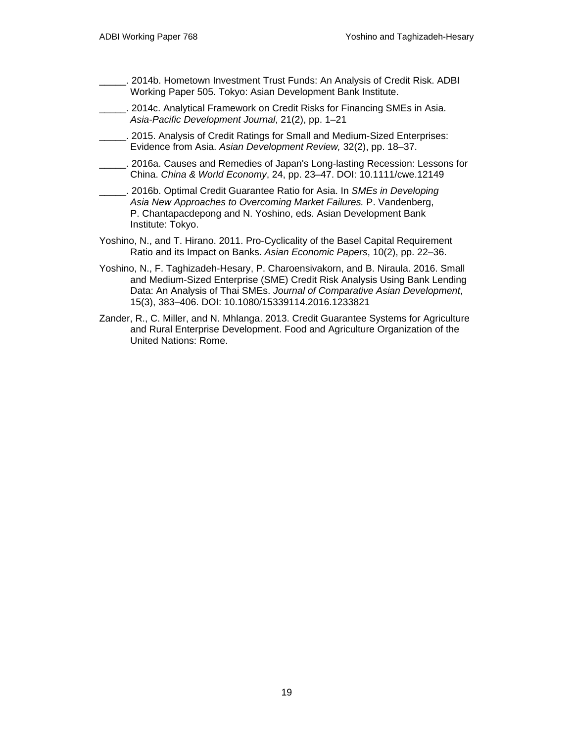_____. 2014b. Hometown Investment Trust Funds: An Analysis of Credit Risk. ADBI Working Paper 505. Tokyo: Asian Development Bank Institute.

_____. 2014c. Analytical Framework on Credit Risks for Financing SMEs in Asia. *Asia-Pacific Development Journal*, 21(2), pp. 1–21

_____. 2015. Analysis of Credit Ratings for Small and Medium-Sized Enterprises: Evidence from Asia. *Asian Development Review,* 32(2), pp. 18–37.

_____. 2016a. Causes and Remedies of Japan's Long-lasting Recession: Lessons for China. *China & World Economy*, 24, pp. 23–47. DOI: 10.1111/cwe.12149

_____. 2016b. Optimal Credit Guarantee Ratio for Asia. In *SMEs in Developing Asia New Approaches to Overcoming Market Failures.* P. Vandenberg, P. Chantapacdepong and N. Yoshino, eds. Asian Development Bank Institute: Tokyo.

Yoshino, N., and T. Hirano. 2011. Pro-Cyclicality of the Basel Capital Requirement Ratio and its Impact on Banks. *Asian Economic Papers*, 10(2), pp. 22–36.

Yoshino, N., F. Taghizadeh-Hesary, P. Charoensivakorn, and B. Niraula. 2016. Small and Medium-Sized Enterprise (SME) Credit Risk Analysis Using Bank Lending Data: An Analysis of Thai SMEs. *Journal of Comparative Asian Development*, 15(3), 383–406. DOI: 10.1080/15339114.2016.1233821

Zander, R., C. Miller, and N. Mhlanga. 2013. Credit Guarantee Systems for Agriculture and Rural Enterprise Development. Food and Agriculture Organization of the United Nations: Rome.